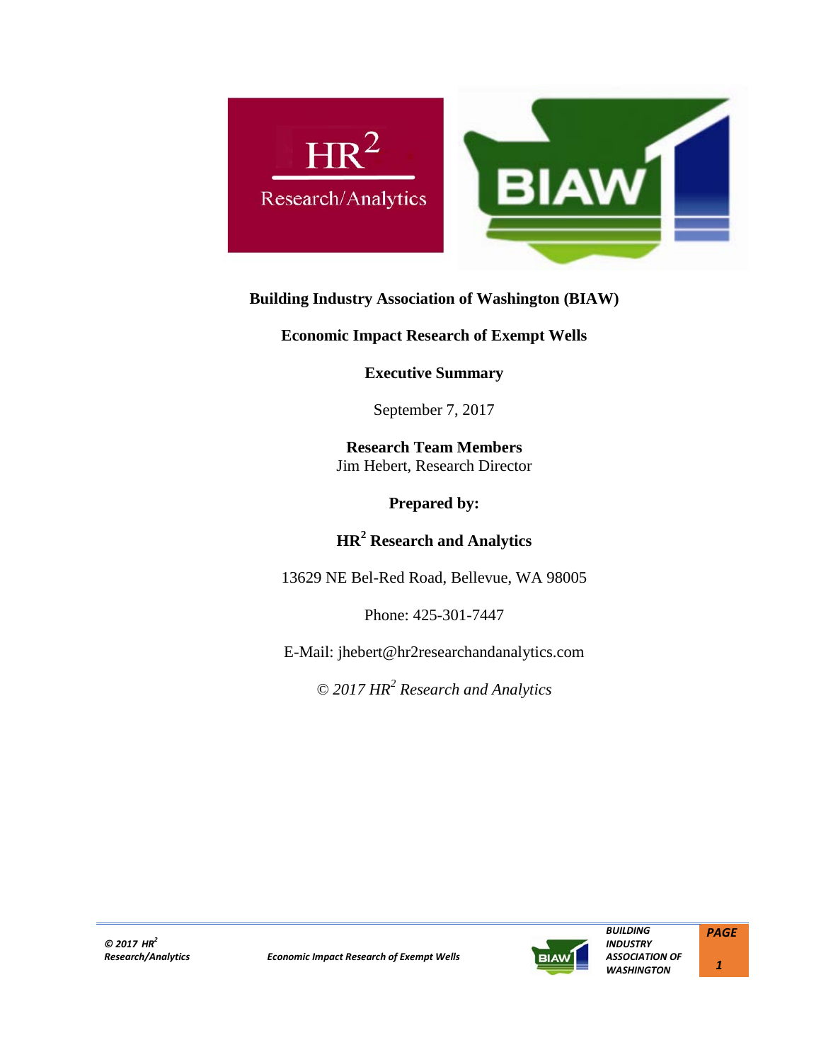**Building Industry Association of Washington (BIAW)**

**Economic Impact Research of Exempt Wells**

**Executive Summary**

September 7, 2017

**Research Team Members**
Jim Hebert, Research Director

**Prepared by:**

**HR$^2$ Research and Analytics**

13629 NE Bel-Red Road, Bellevue, WA 98005

Phone: 425-301-7447

E-Mail: jhebert@hr2researchandanalytics.com

*© 2017 HR$^2$ Research and Analytics*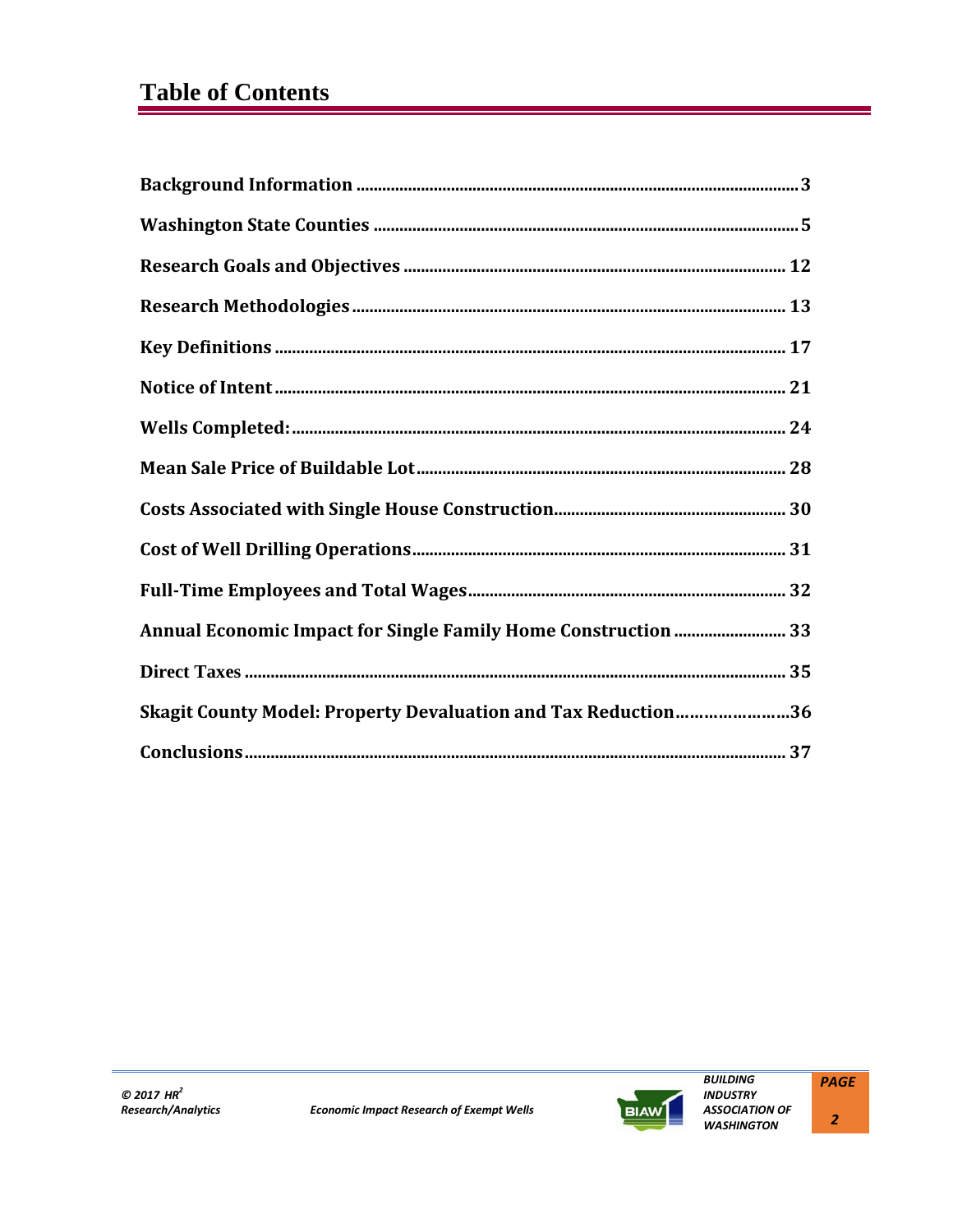# Table of Contents

| | |
|---|---|
| **Background Information** | **3** |
| **Washington State Counties** | **5** |
| **Research Goals and Objectives** | **12** |
| **Research Methodologies** | **13** |
| **Key Definitions** | **17** |
| **Notice of Intent** | **21** |
| **Wells Completed:** | **24** |
| **Mean Sale Price of Buildable Lot** | **28** |
| **Costs Associated with Single House Construction** | **30** |
| **Cost of Well Drilling Operations** | **31** |
| **Full-Time Employees and Total Wages** | **32** |
| **Annual Economic Impact for Single Family Home Construction** | **33** |
| **Direct Taxes** | **35** |
| **Skagit County Model: Property Devaluation and Tax Reduction** | **36** |
| **Conclusions** | **37** |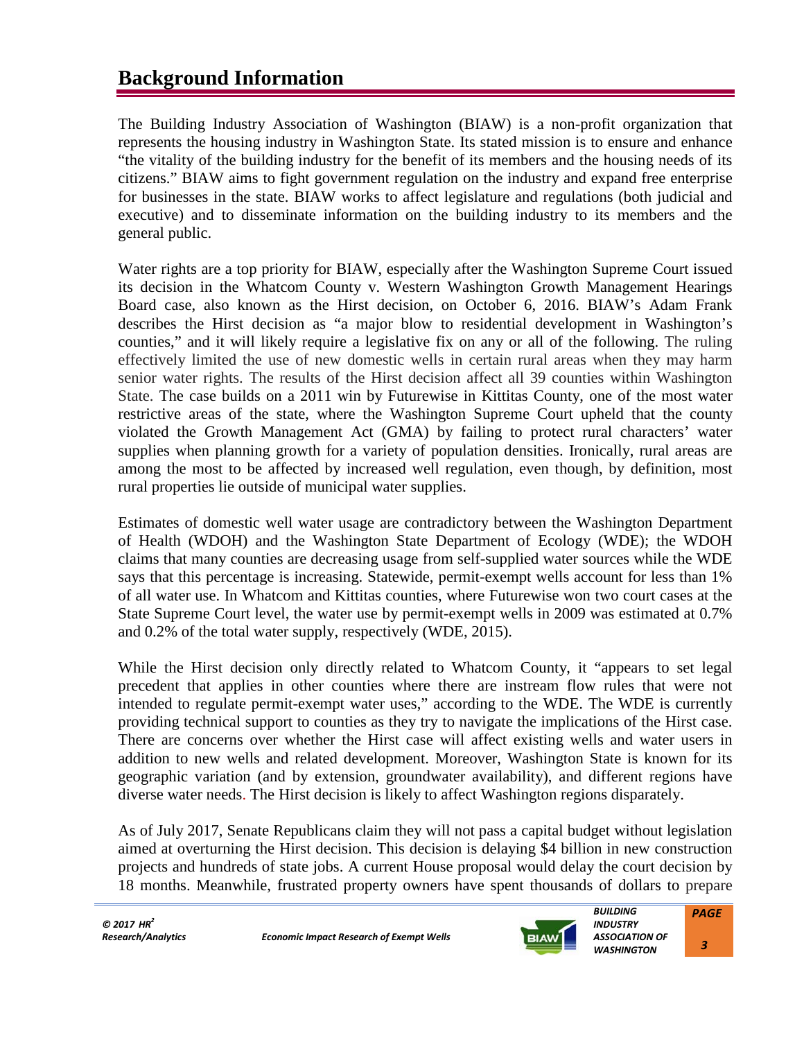# Background Information

The Building Industry Association of Washington (BIAW) is a non-profit organization that represents the housing industry in Washington State. Its stated mission is to ensure and enhance "the vitality of the building industry for the benefit of its members and the housing needs of its citizens." BIAW aims to fight government regulation on the industry and expand free enterprise for businesses in the state. BIAW works to affect legislature and regulations (both judicial and executive) and to disseminate information on the building industry to its members and the general public.

Water rights are a top priority for BIAW, especially after the Washington Supreme Court issued its decision in the Whatcom County v. Western Washington Growth Management Hearings Board case, also known as the Hirst decision, on October 6, 2016. BIAW's Adam Frank describes the Hirst decision as "a major blow to residential development in Washington's counties," and it will likely require a legislative fix on any or all of the following. The ruling effectively limited the use of new domestic wells in certain rural areas when they may harm senior water rights. The results of the Hirst decision affect all 39 counties within Washington State. The case builds on a 2011 win by Futurewise in Kittitas County, one of the most water restrictive areas of the state, where the Washington Supreme Court upheld that the county violated the Growth Management Act (GMA) by failing to protect rural characters' water supplies when planning growth for a variety of population densities. Ironically, rural areas are among the most to be affected by increased well regulation, even though, by definition, most rural properties lie outside of municipal water supplies.

Estimates of domestic well water usage are contradictory between the Washington Department of Health (WDOH) and the Washington State Department of Ecology (WDE); the WDOH claims that many counties are decreasing usage from self-supplied water sources while the WDE says that this percentage is increasing. Statewide, permit-exempt wells account for less than 1% of all water use. In Whatcom and Kittitas counties, where Futurewise won two court cases at the State Supreme Court level, the water use by permit-exempt wells in 2009 was estimated at 0.7% and 0.2% of the total water supply, respectively (WDE, 2015).

While the Hirst decision only directly related to Whatcom County, it "appears to set legal precedent that applies in other counties where there are instream flow rules that were not intended to regulate permit-exempt water uses," according to the WDE. The WDE is currently providing technical support to counties as they try to navigate the implications of the Hirst case. There are concerns over whether the Hirst case will affect existing wells and water users in addition to new wells and related development. Moreover, Washington State is known for its geographic variation (and by extension, groundwater availability), and different regions have diverse water needs. The Hirst decision is likely to affect Washington regions disparately.

As of July 2017, Senate Republicans claim they will not pass a capital budget without legislation aimed at overturning the Hirst decision. This decision is delaying $4 billion in new construction projects and hundreds of state jobs. A current House proposal would delay the court decision by 18 months. Meanwhile, frustrated property owners have spent thousands of dollars to prepare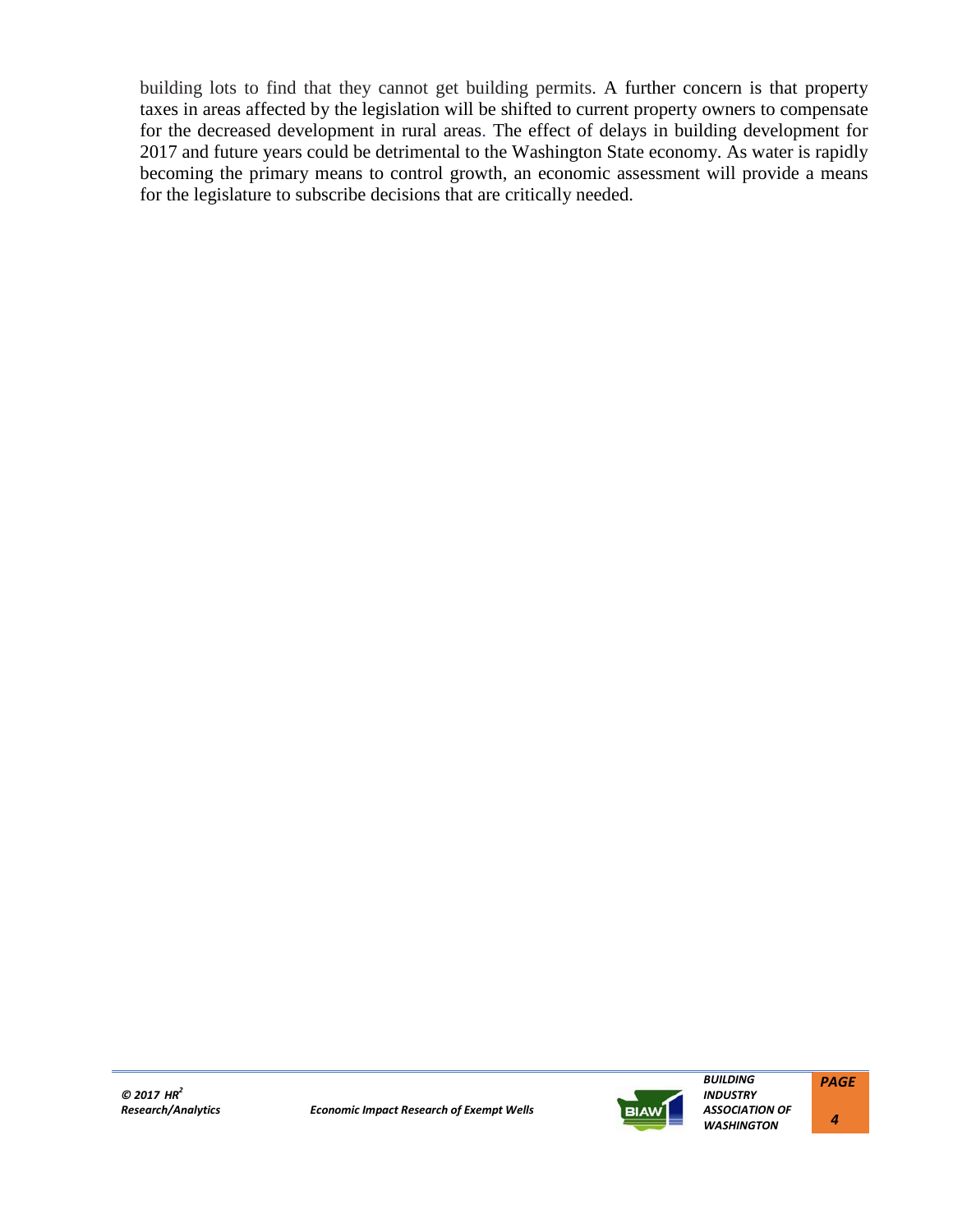building lots to find that they cannot get building permits. A further concern is that property taxes in areas affected by the legislation will be shifted to current property owners to compensate for the decreased development in rural areas. The effect of delays in building development for 2017 and future years could be detrimental to the Washington State economy. As water is rapidly becoming the primary means to control growth, an economic assessment will provide a means for the legislature to subscribe decisions that are critically needed.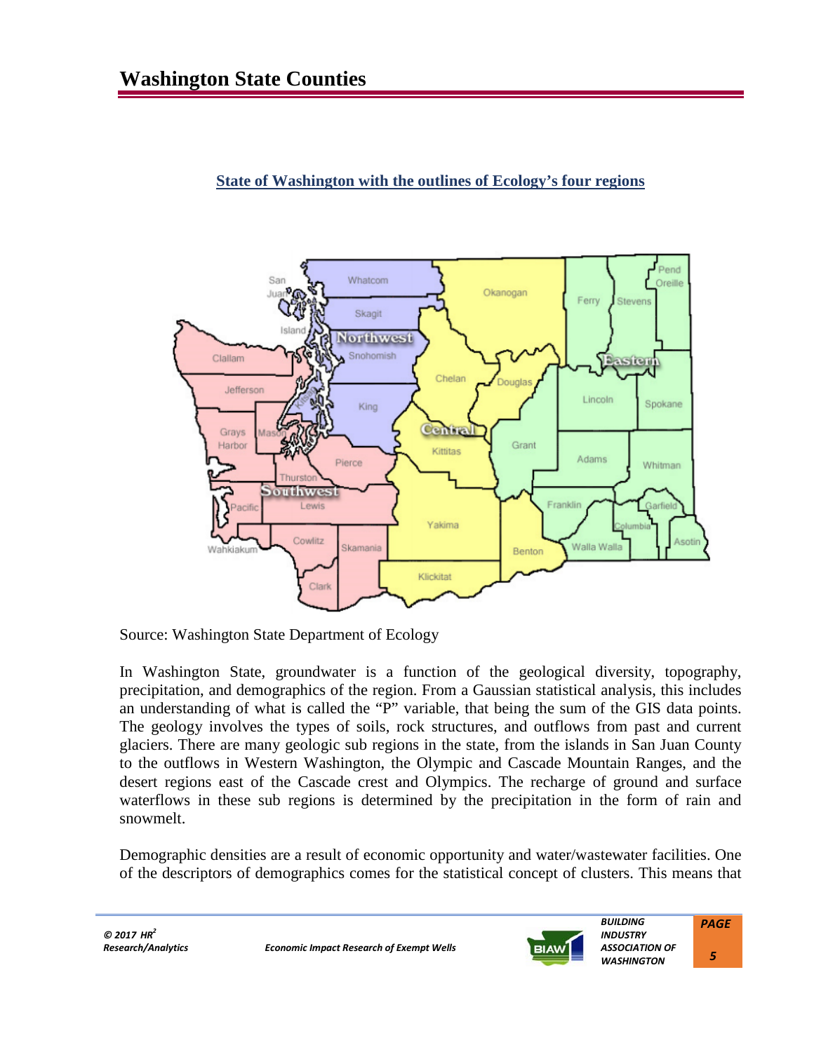# Washington State Counties

**State of Washington with the outlines of Ecology's four regions**

Source: Washington State Department of Ecology

In Washington State, groundwater is a function of the geological diversity, topography, precipitation, and demographics of the region. From a Gaussian statistical analysis, this includes an understanding of what is called the "P" variable, that being the sum of the GIS data points. The geology involves the types of soils, rock structures, and outflows from past and current glaciers. There are many geologic sub regions in the state, from the islands in San Juan County to the outflows in Western Washington, the Olympic and Cascade Mountain Ranges, and the desert regions east of the Cascade crest and Olympics. The recharge of ground and surface waterflows in these sub regions is determined by the precipitation in the form of rain and snowmelt.

Demographic densities are a result of economic opportunity and water/wastewater facilities. One of the descriptors of demographics comes for the statistical concept of clusters. This means that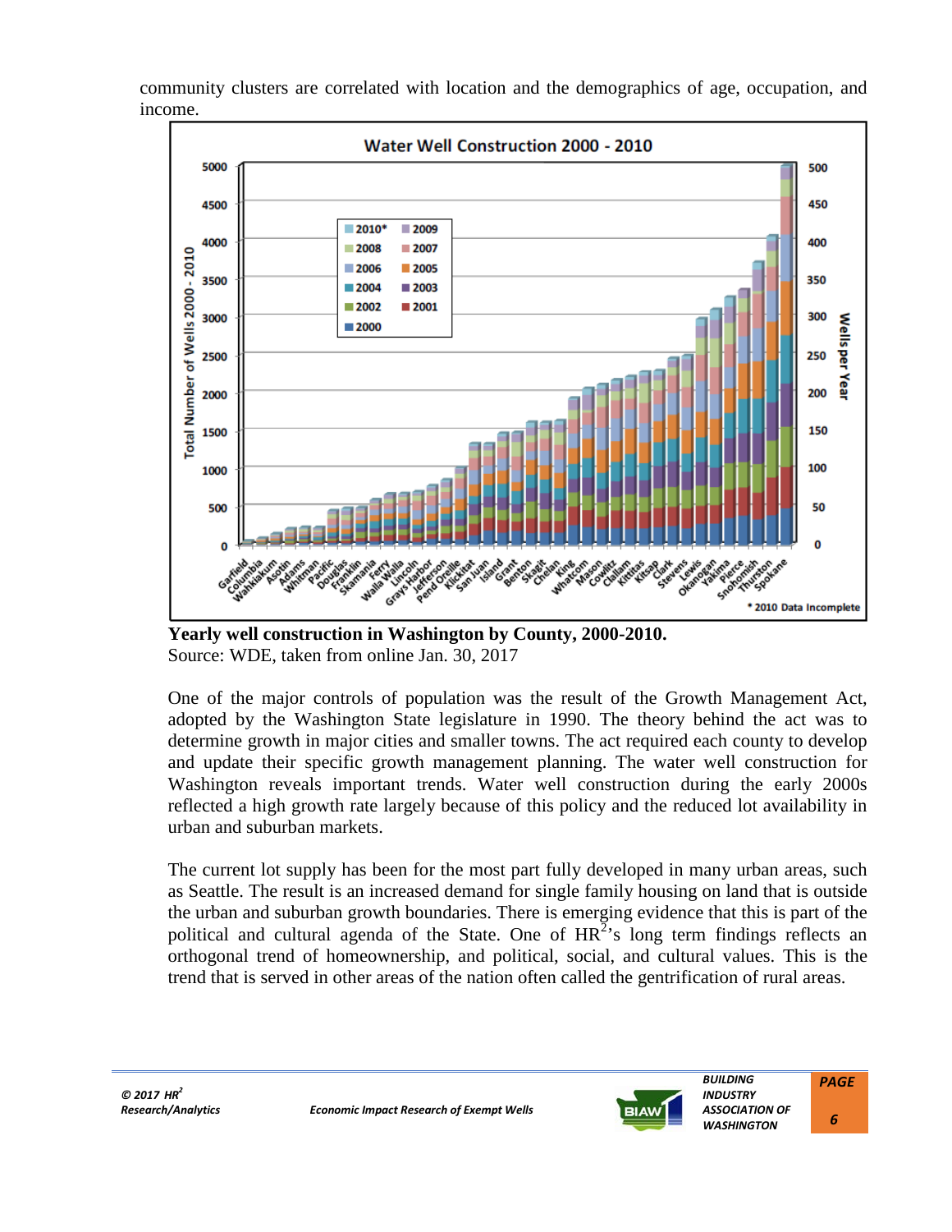community clusters are correlated with location and the demographics of age, occupation, and income.

**Yearly well construction in Washington by County, 2000-2010.**
Source: WDE, taken from online Jan. 30, 2017

One of the major controls of population was the result of the Growth Management Act, adopted by the Washington State legislature in 1990. The theory behind the act was to determine growth in major cities and smaller towns. The act required each county to develop and update their specific growth management planning. The water well construction for Washington reveals important trends. Water well construction during the early 2000s reflected a high growth rate largely because of this policy and the reduced lot availability in urban and suburban markets.

The current lot supply has been for the most part fully developed in many urban areas, such as Seattle. The result is an increased demand for single family housing on land that is outside the urban and suburban growth boundaries. There is emerging evidence that this is part of the political and cultural agenda of the State. One of HR$^2$'s long term findings reflects an orthogonal trend of homeownership, and political, social, and cultural values. This is the trend that is served in other areas of the nation often called the gentrification of rural areas.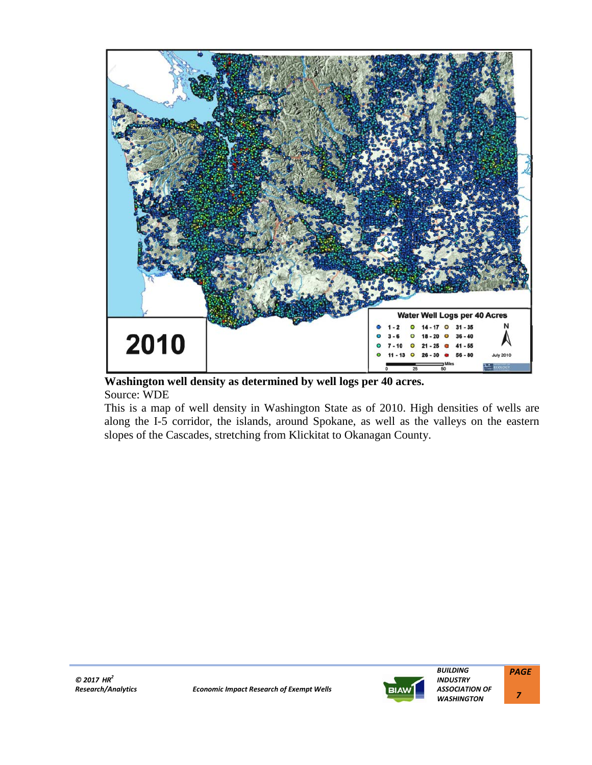**Washington well density as determined by well logs per 40 acres.**

Source: WDE

This is a map of well density in Washington State as of 2010. High densities of wells are along the I-5 corridor, the islands, around Spokane, as well as the valleys on the eastern slopes of the Cascades, stretching from Klickitat to Okanagan County.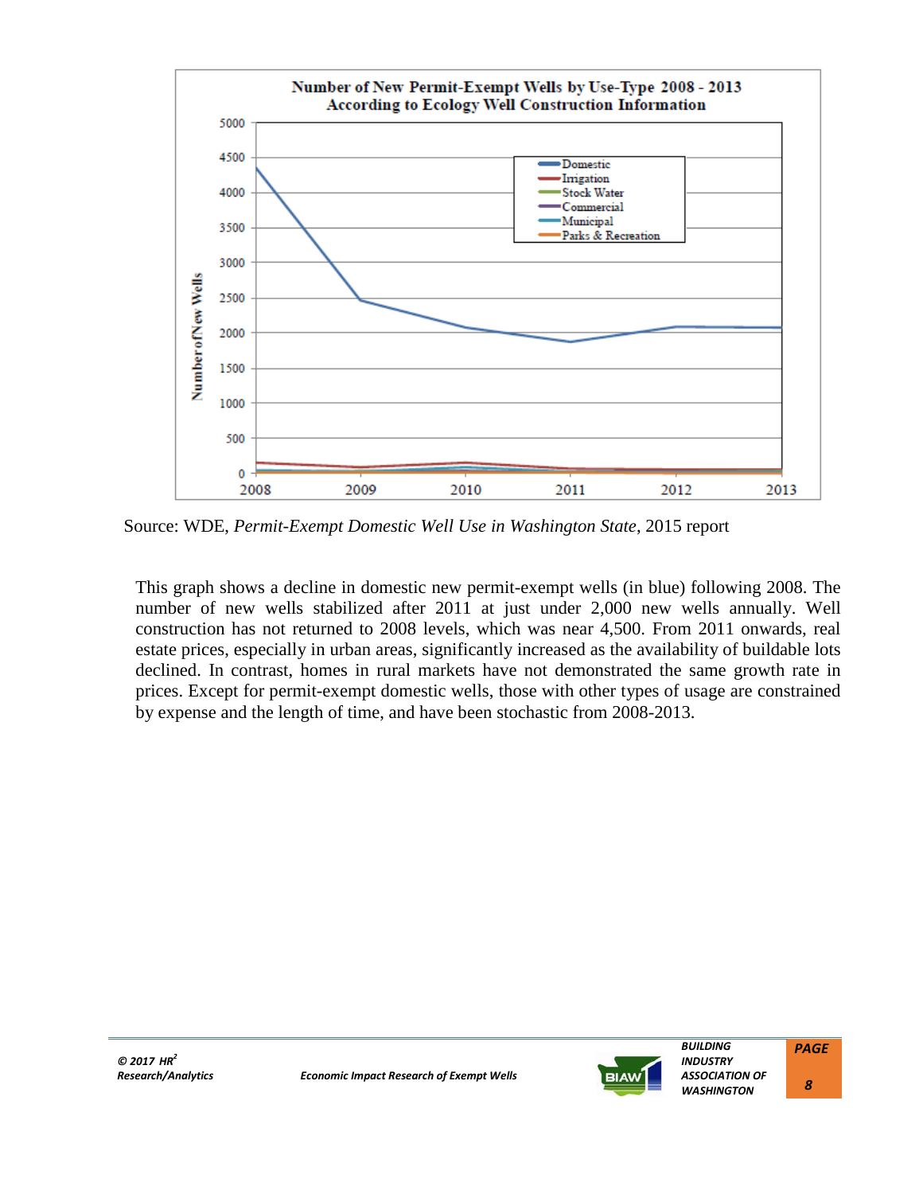Source: WDE, *Permit-Exempt Domestic Well Use in Washington State*, 2015 report

This graph shows a decline in domestic new permit-exempt wells (in blue) following 2008. The number of new wells stabilized after 2011 at just under 2,000 new wells annually. Well construction has not returned to 2008 levels, which was near 4,500. From 2011 onwards, real estate prices, especially in urban areas, significantly increased as the availability of buildable lots declined. In contrast, homes in rural markets have not demonstrated the same growth rate in prices. Except for permit-exempt domestic wells, those with other types of usage are constrained by expense and the length of time, and have been stochastic from 2008-2013.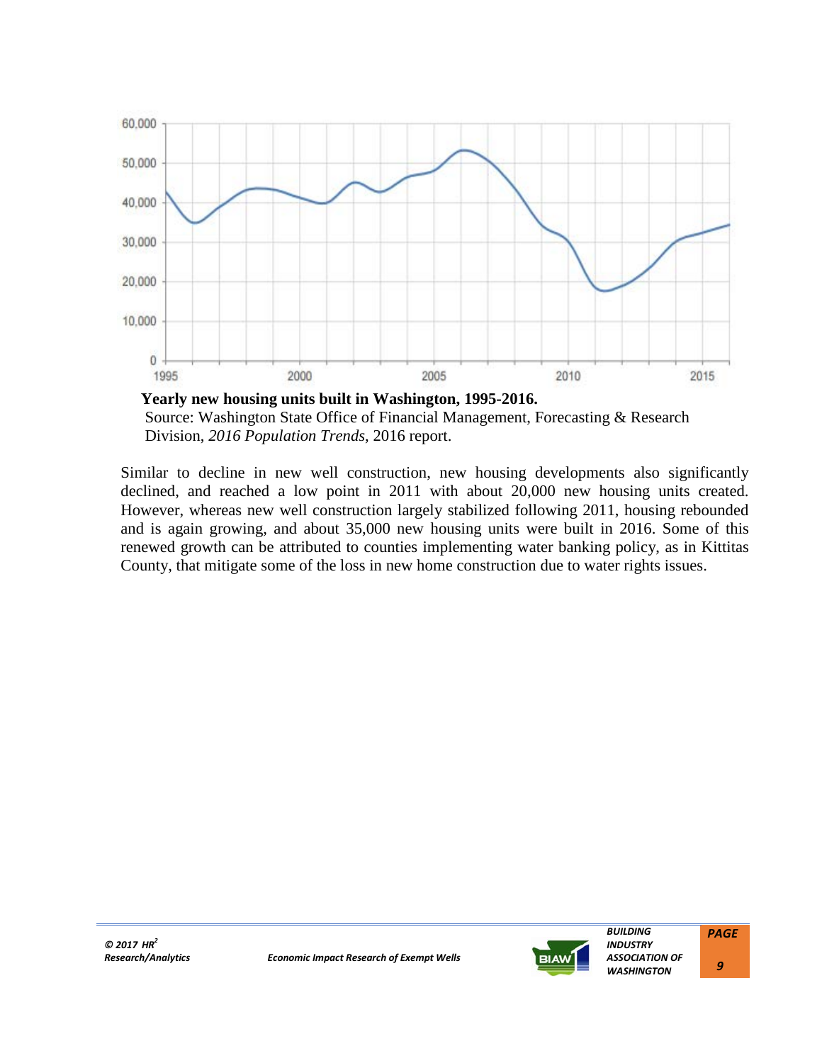**Yearly new housing units built in Washington, 1995-2016.**
Source: Washington State Office of Financial Management, Forecasting & Research Division, *2016 Population Trends*, 2016 report.

Similar to decline in new well construction, new housing developments also significantly declined, and reached a low point in 2011 with about 20,000 new housing units created. However, whereas new well construction largely stabilized following 2011, housing rebounded and is again growing, and about 35,000 new housing units were built in 2016. Some of this renewed growth can be attributed to counties implementing water banking policy, as in Kittitas County, that mitigate some of the loss in new home construction due to water rights issues.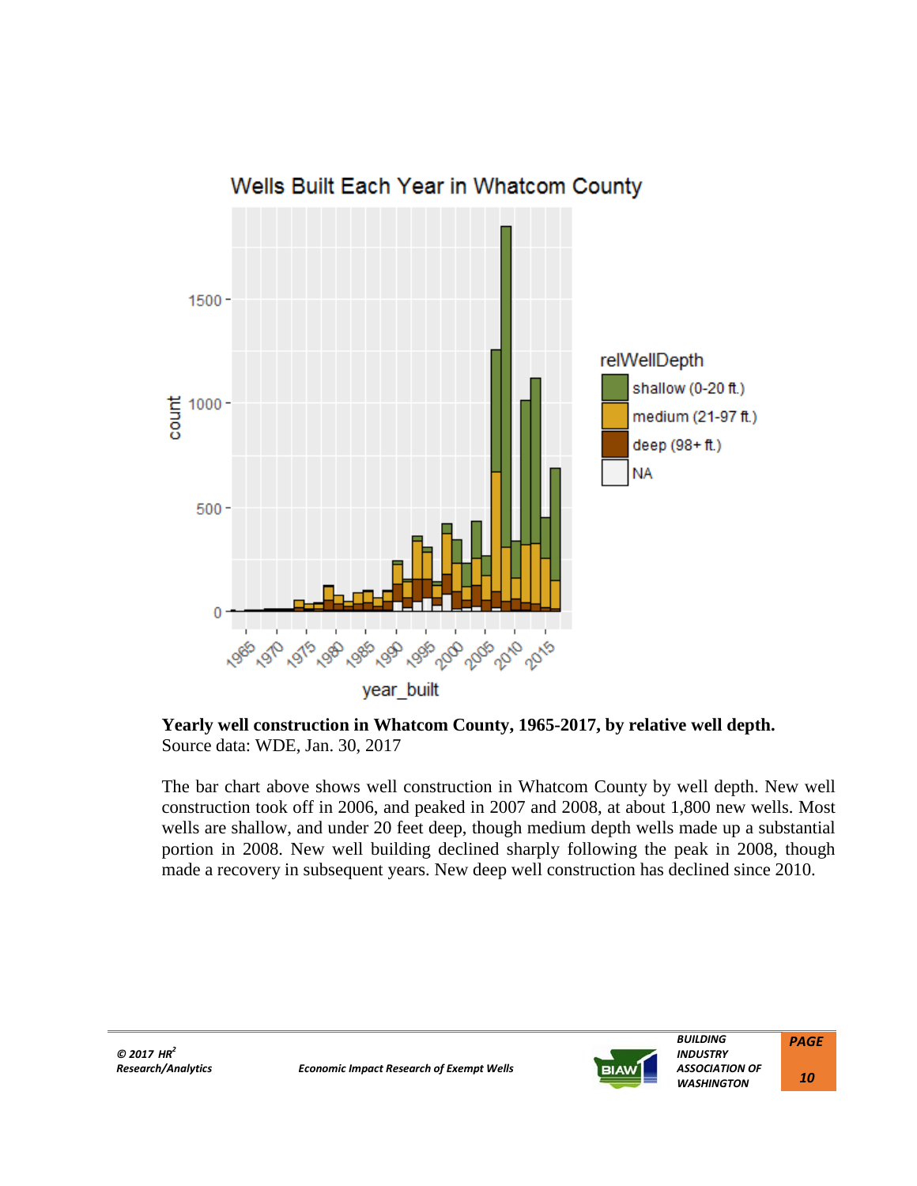**Yearly well construction in Whatcom County, 1965-2017, by relative well depth.**
Source data: WDE, Jan. 30, 2017

The bar chart above shows well construction in Whatcom County by well depth. New well construction took off in 2006, and peaked in 2007 and 2008, at about 1,800 new wells. Most wells are shallow, and under 20 feet deep, though medium depth wells made up a substantial portion in 2008. New well building declined sharply following the peak in 2008, though made a recovery in subsequent years. New deep well construction has declined since 2010.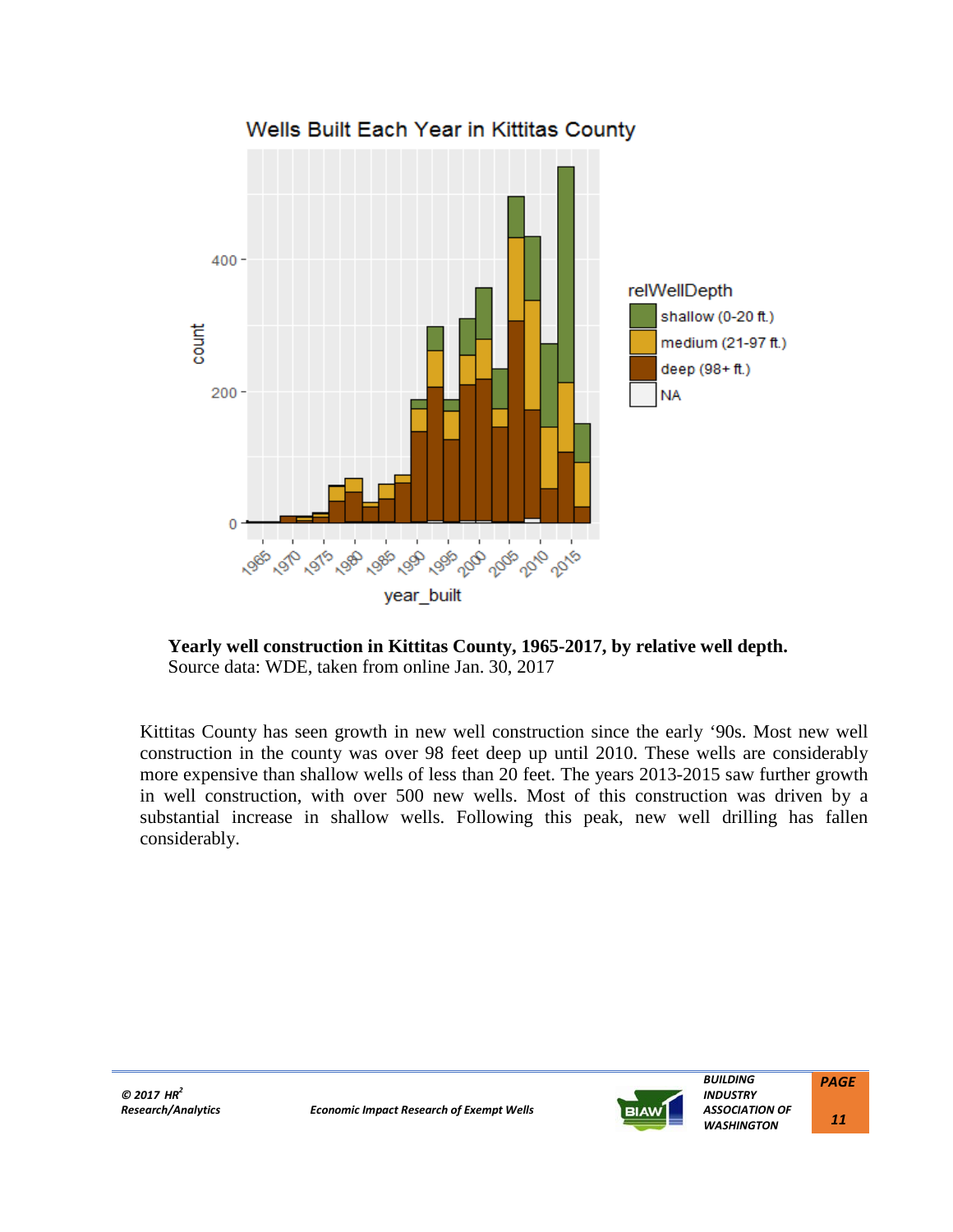**Yearly well construction in Kittitas County, 1965-2017, by relative well depth.**
Source data: WDE, taken from online Jan. 30, 2017

Kittitas County has seen growth in new well construction since the early '90s. Most new well construction in the county was over 98 feet deep up until 2010. These wells are considerably more expensive than shallow wells of less than 20 feet. The years 2013-2015 saw further growth in well construction, with over 500 new wells. Most of this construction was driven by a substantial increase in shallow wells. Following this peak, new well drilling has fallen considerably.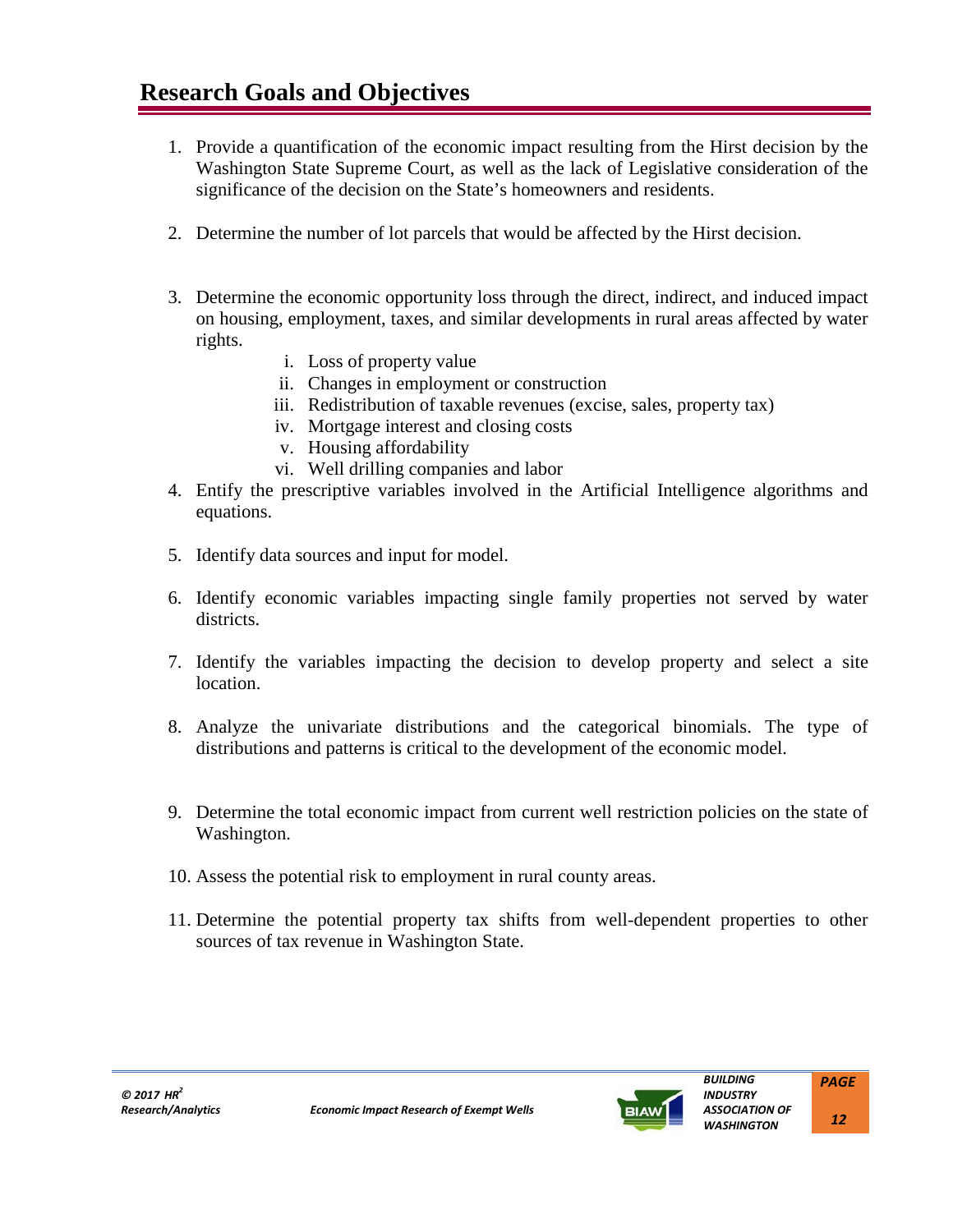# Research Goals and Objectives

1. Provide a quantification of the economic impact resulting from the Hirst decision by the Washington State Supreme Court, as well as the lack of Legislative consideration of the significance of the decision on the State's homeowners and residents.

2. Determine the number of lot parcels that would be affected by the Hirst decision.

3. Determine the economic opportunity loss through the direct, indirect, and induced impact on housing, employment, taxes, and similar developments in rural areas affected by water rights.
   i. Loss of property value
   ii. Changes in employment or construction
   iii. Redistribution of taxable revenues (excise, sales, property tax)
   iv. Mortgage interest and closing costs
   v. Housing affordability
   vi. Well drilling companies and labor

4. Entify the prescriptive variables involved in the Artificial Intelligence algorithms and equations.

5. Identify data sources and input for model.

6. Identify economic variables impacting single family properties not served by water districts.

7. Identify the variables impacting the decision to develop property and select a site location.

8. Analyze the univariate distributions and the categorical binomials. The type of distributions and patterns is critical to the development of the economic model.

9. Determine the total economic impact from current well restriction policies on the state of Washington.

10. Assess the potential risk to employment in rural county areas.

11. Determine the potential property tax shifts from well-dependent properties to other sources of tax revenue in Washington State.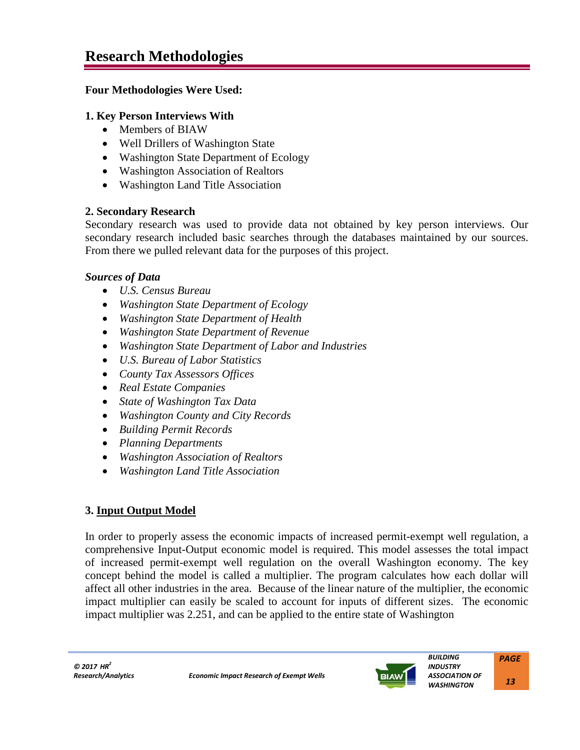# Research Methodologies

**Four Methodologies Were Used:**

**1. Key Person Interviews With**

- Members of BIAW
- Well Drillers of Washington State
- Washington State Department of Ecology
- Washington Association of Realtors
- Washington Land Title Association

**2. Secondary Research**

Secondary research was used to provide data not obtained by key person interviews. Our secondary research included basic searches through the databases maintained by our sources. From there we pulled relevant data for the purposes of this project.

***Sources of Data***

- *U.S. Census Bureau*
- *Washington State Department of Ecology*
- *Washington State Department of Health*
- *Washington State Department of Revenue*
- *Washington State Department of Labor and Industries*
- *U.S. Bureau of Labor Statistics*
- *County Tax Assessors Offices*
- *Real Estate Companies*
- *State of Washington Tax Data*
- *Washington County and City Records*
- *Building Permit Records*
- *Planning Departments*
- *Washington Association of Realtors*
- *Washington Land Title Association*

**3. <u>Input Output Model</u>**

In order to properly assess the economic impacts of increased permit-exempt well regulation, a comprehensive Input-Output economic model is required. This model assesses the total impact of increased permit-exempt well regulation on the overall Washington economy. The key concept behind the model is called a multiplier. The program calculates how each dollar will affect all other industries in the area. Because of the linear nature of the multiplier, the economic impact multiplier can easily be scaled to account for inputs of different sizes. The economic impact multiplier was 2.251, and can be applied to the entire state of Washington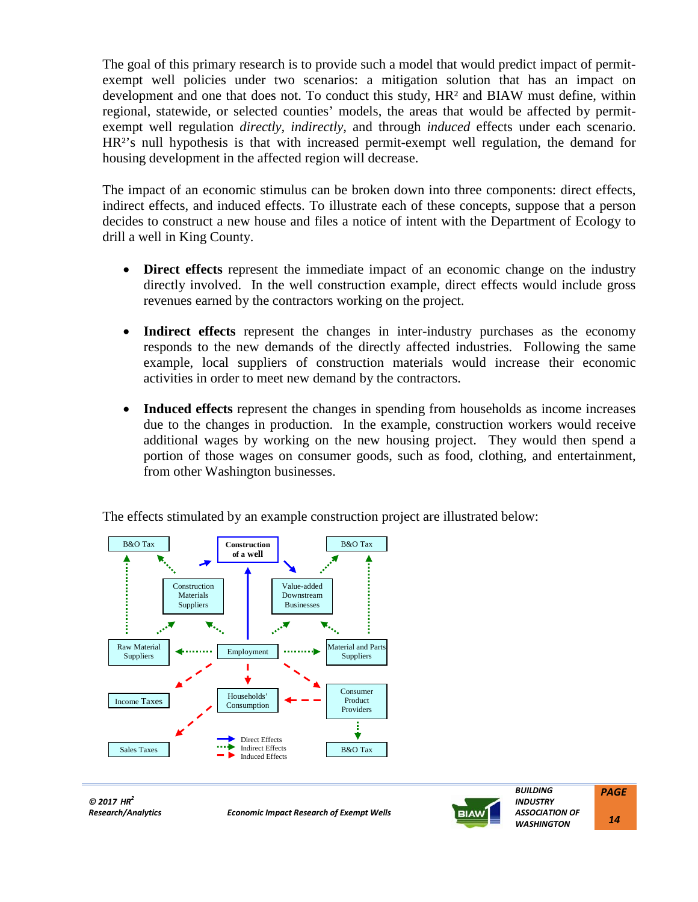The goal of this primary research is to provide such a model that would predict impact of permit-exempt well policies under two scenarios: a mitigation solution that has an impact on development and one that does not. To conduct this study, HR$^2$ and BIAW must define, within regional, statewide, or selected counties' models, the areas that would be affected by permit-exempt well regulation *directly*, *indirectly*, and through *induced* effects under each scenario. HR$^2$'s null hypothesis is that with increased permit-exempt well regulation, the demand for housing development in the affected region will decrease.

The impact of an economic stimulus can be broken down into three components: direct effects, indirect effects, and induced effects. To illustrate each of these concepts, suppose that a person decides to construct a new house and files a notice of intent with the Department of Ecology to drill a well in King County.

- **Direct effects** represent the immediate impact of an economic change on the industry directly involved. In the well construction example, direct effects would include gross revenues earned by the contractors working on the project.

- **Indirect effects** represent the changes in inter-industry purchases as the economy responds to the new demands of the directly affected industries. Following the same example, local suppliers of construction materials would increase their economic activities in order to meet new demand by the contractors.

- **Induced effects** represent the changes in spending from households as income increases due to the changes in production. In the example, construction workers would receive additional wages by working on the new housing project. They would then spend a portion of those wages on consumer goods, such as food, clothing, and entertainment, from other Washington businesses.

The effects stimulated by an example construction project are illustrated below: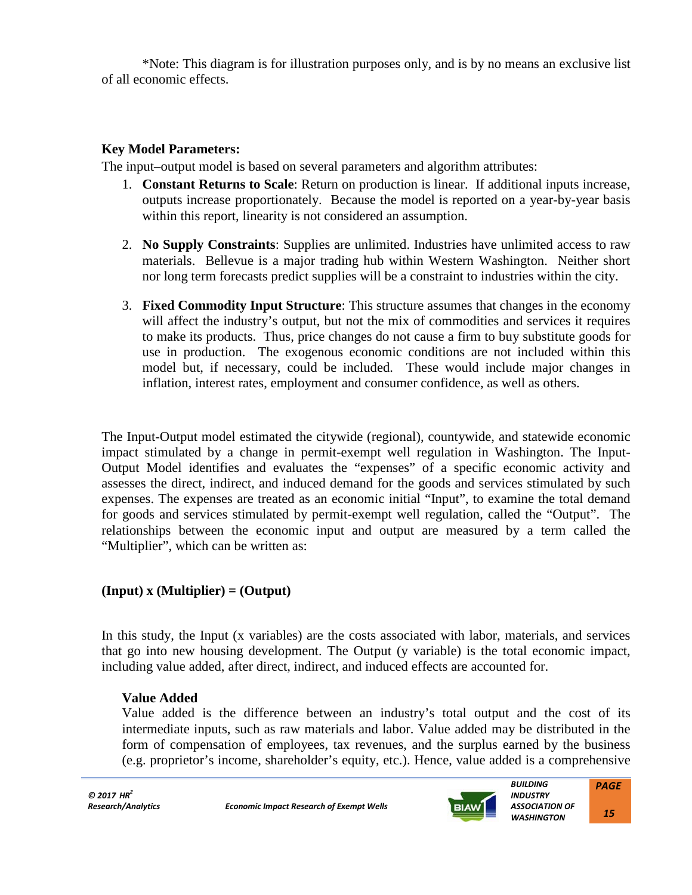*Note: This diagram is for illustration purposes only, and is by no means an exclusive list of all economic effects.

**Key Model Parameters:**

The input–output model is based on several parameters and algorithm attributes:

1. **Constant Returns to Scale**: Return on production is linear. If additional inputs increase, outputs increase proportionately. Because the model is reported on a year-by-year basis within this report, linearity is not considered an assumption.

2. **No Supply Constraints**: Supplies are unlimited. Industries have unlimited access to raw materials. Bellevue is a major trading hub within Western Washington. Neither short nor long term forecasts predict supplies will be a constraint to industries within the city.

3. **Fixed Commodity Input Structure**: This structure assumes that changes in the economy will affect the industry's output, but not the mix of commodities and services it requires to make its products. Thus, price changes do not cause a firm to buy substitute goods for use in production. The exogenous economic conditions are not included within this model but, if necessary, could be included. These would include major changes in inflation, interest rates, employment and consumer confidence, as well as others.

The Input-Output model estimated the citywide (regional), countywide, and statewide economic impact stimulated by a change in permit-exempt well regulation in Washington. The Input-Output Model identifies and evaluates the "expenses" of a specific economic activity and assesses the direct, indirect, and induced demand for the goods and services stimulated by such expenses. The expenses are treated as an economic initial "Input", to examine the total demand for goods and services stimulated by permit-exempt well regulation, called the "Output". The relationships between the economic input and output are measured by a term called the "Multiplier", which can be written as:

**(Input) x (Multiplier) = (Output)**

In this study, the Input (x variables) are the costs associated with labor, materials, and services that go into new housing development. The Output (y variable) is the total economic impact, including value added, after direct, indirect, and induced effects are accounted for.

**Value Added**

Value added is the difference between an industry's total output and the cost of its intermediate inputs, such as raw materials and labor. Value added may be distributed in the form of compensation of employees, tax revenues, and the surplus earned by the business (e.g. proprietor's income, shareholder's equity, etc.). Hence, value added is a comprehensive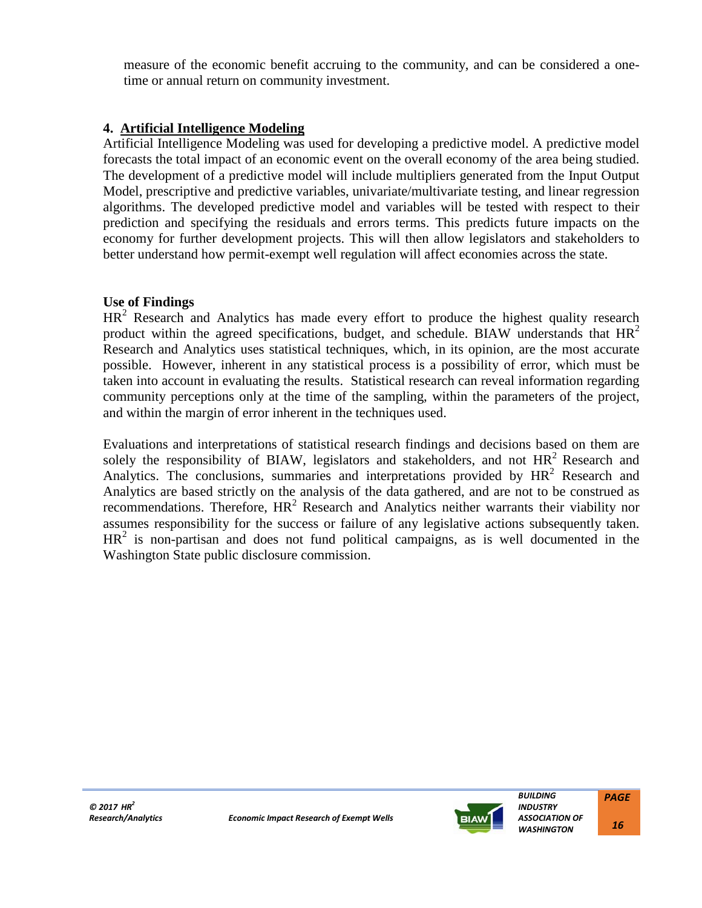measure of the economic benefit accruing to the community, and can be considered a one-time or annual return on community investment.

### 4. Artificial Intelligence Modeling

Artificial Intelligence Modeling was used for developing a predictive model. A predictive model forecasts the total impact of an economic event on the overall economy of the area being studied. The development of a predictive model will include multipliers generated from the Input Output Model, prescriptive and predictive variables, univariate/multivariate testing, and linear regression algorithms. The developed predictive model and variables will be tested with respect to their prediction and specifying the residuals and errors terms. This predicts future impacts on the economy for further development projects. This will then allow legislators and stakeholders to better understand how permit-exempt well regulation will affect economies across the state.

### Use of Findings

$HR^2$ Research and Analytics has made every effort to produce the highest quality research product within the agreed specifications, budget, and schedule. BIAW understands that $HR^2$ Research and Analytics uses statistical techniques, which, in its opinion, are the most accurate possible. However, inherent in any statistical process is a possibility of error, which must be taken into account in evaluating the results. Statistical research can reveal information regarding community perceptions only at the time of the sampling, within the parameters of the project, and within the margin of error inherent in the techniques used.

Evaluations and interpretations of statistical research findings and decisions based on them are solely the responsibility of BIAW, legislators and stakeholders, and not $HR^2$ Research and Analytics. The conclusions, summaries and interpretations provided by $HR^2$ Research and Analytics are based strictly on the analysis of the data gathered, and are not to be construed as recommendations. Therefore, $HR^2$ Research and Analytics neither warrants their viability nor assumes responsibility for the success or failure of any legislative actions subsequently taken. $HR^2$ is non-partisan and does not fund political campaigns, as is well documented in the Washington State public disclosure commission.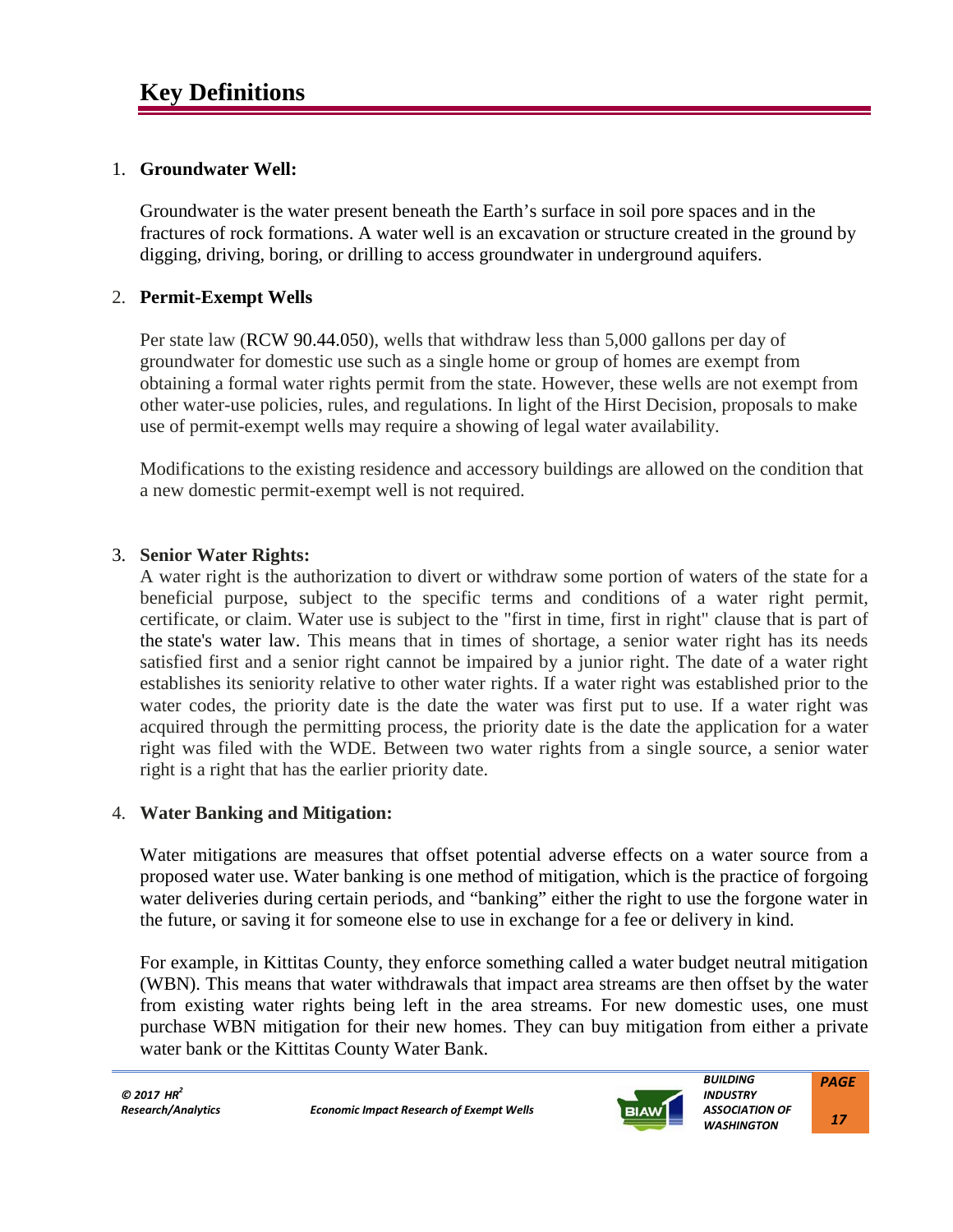# Key Definitions

1. **Groundwater Well:**

   Groundwater is the water present beneath the Earth's surface in soil pore spaces and in the fractures of rock formations. A water well is an excavation or structure created in the ground by digging, driving, boring, or drilling to access groundwater in underground aquifers.

2. **Permit-Exempt Wells**

   Per state law (RCW 90.44.050), wells that withdraw less than 5,000 gallons per day of groundwater for domestic use such as a single home or group of homes are exempt from obtaining a formal water rights permit from the state. However, these wells are not exempt from other water-use policies, rules, and regulations. In light of the Hirst Decision, proposals to make use of permit-exempt wells may require a showing of legal water availability.

   Modifications to the existing residence and accessory buildings are allowed on the condition that a new domestic permit-exempt well is not required.

3. **Senior Water Rights:**

   A water right is the authorization to divert or withdraw some portion of waters of the state for a beneficial purpose, subject to the specific terms and conditions of a water right permit, certificate, or claim. Water use is subject to the "first in time, first in right" clause that is part of the state's water law. This means that in times of shortage, a senior water right has its needs satisfied first and a senior right cannot be impaired by a junior right. The date of a water right establishes its seniority relative to other water rights. If a water right was established prior to the water codes, the priority date is the date the water was first put to use. If a water right was acquired through the permitting process, the priority date is the date the application for a water right was filed with the WDE. Between two water rights from a single source, a senior water right is a right that has the earlier priority date.

4. **Water Banking and Mitigation:**

   Water mitigations are measures that offset potential adverse effects on a water source from a proposed water use. Water banking is one method of mitigation, which is the practice of forgoing water deliveries during certain periods, and "banking" either the right to use the forgone water in the future, or saving it for someone else to use in exchange for a fee or delivery in kind.

   For example, in Kittitas County, they enforce something called a water budget neutral mitigation (WBN). This means that water withdrawals that impact area streams are then offset by the water from existing water rights being left in the area streams. For new domestic uses, one must purchase WBN mitigation for their new homes. They can buy mitigation from either a private water bank or the Kittitas County Water Bank.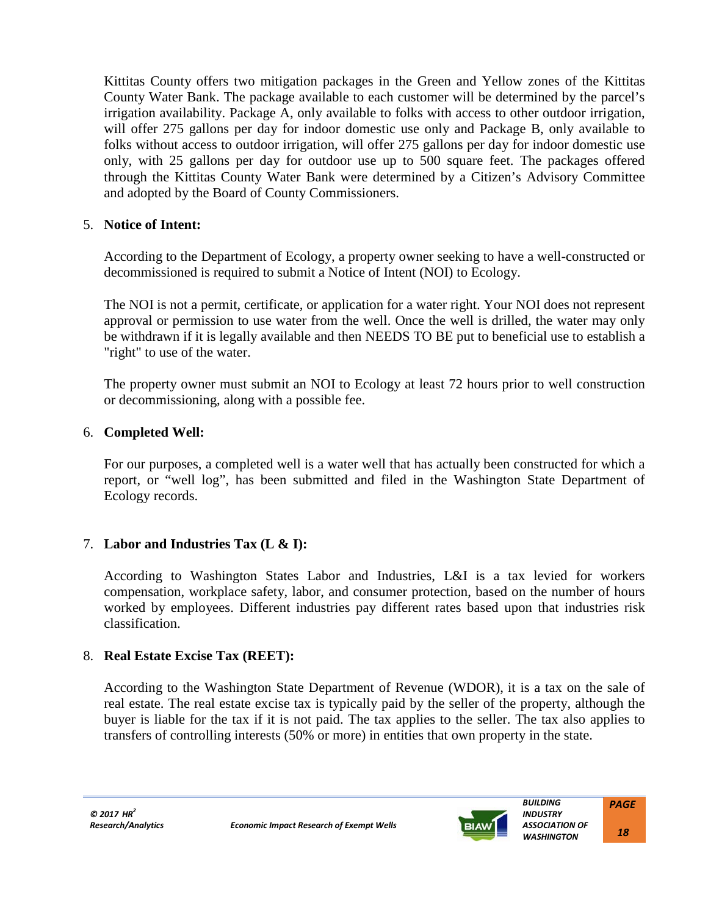Kittitas County offers two mitigation packages in the Green and Yellow zones of the Kittitas County Water Bank. The package available to each customer will be determined by the parcel's irrigation availability. Package A, only available to folks with access to other outdoor irrigation, will offer 275 gallons per day for indoor domestic use only and Package B, only available to folks without access to outdoor irrigation, will offer 275 gallons per day for indoor domestic use only, with 25 gallons per day for outdoor use up to 500 square feet. The packages offered through the Kittitas County Water Bank were determined by a Citizen's Advisory Committee and adopted by the Board of County Commissioners.

5. **Notice of Intent:**

   According to the Department of Ecology, a property owner seeking to have a well-constructed or decommissioned is required to submit a Notice of Intent (NOI) to Ecology.

   The NOI is not a permit, certificate, or application for a water right. Your NOI does not represent approval or permission to use water from the well. Once the well is drilled, the water may only be withdrawn if it is legally available and then NEEDS TO BE put to beneficial use to establish a "right" to use of the water.

   The property owner must submit an NOI to Ecology at least 72 hours prior to well construction or decommissioning, along with a possible fee.

6. **Completed Well:**

   For our purposes, a completed well is a water well that has actually been constructed for which a report, or "well log", has been submitted and filed in the Washington State Department of Ecology records.

7. **Labor and Industries Tax (L & I):**

   According to Washington States Labor and Industries, L&I is a tax levied for workers compensation, workplace safety, labor, and consumer protection, based on the number of hours worked by employees. Different industries pay different rates based upon that industries risk classification.

8. **Real Estate Excise Tax (REET):**

   According to the Washington State Department of Revenue (WDOR), it is a tax on the sale of real estate. The real estate excise tax is typically paid by the seller of the property, although the buyer is liable for the tax if it is not paid. The tax applies to the seller. The tax also applies to transfers of controlling interests (50% or more) in entities that own property in the state.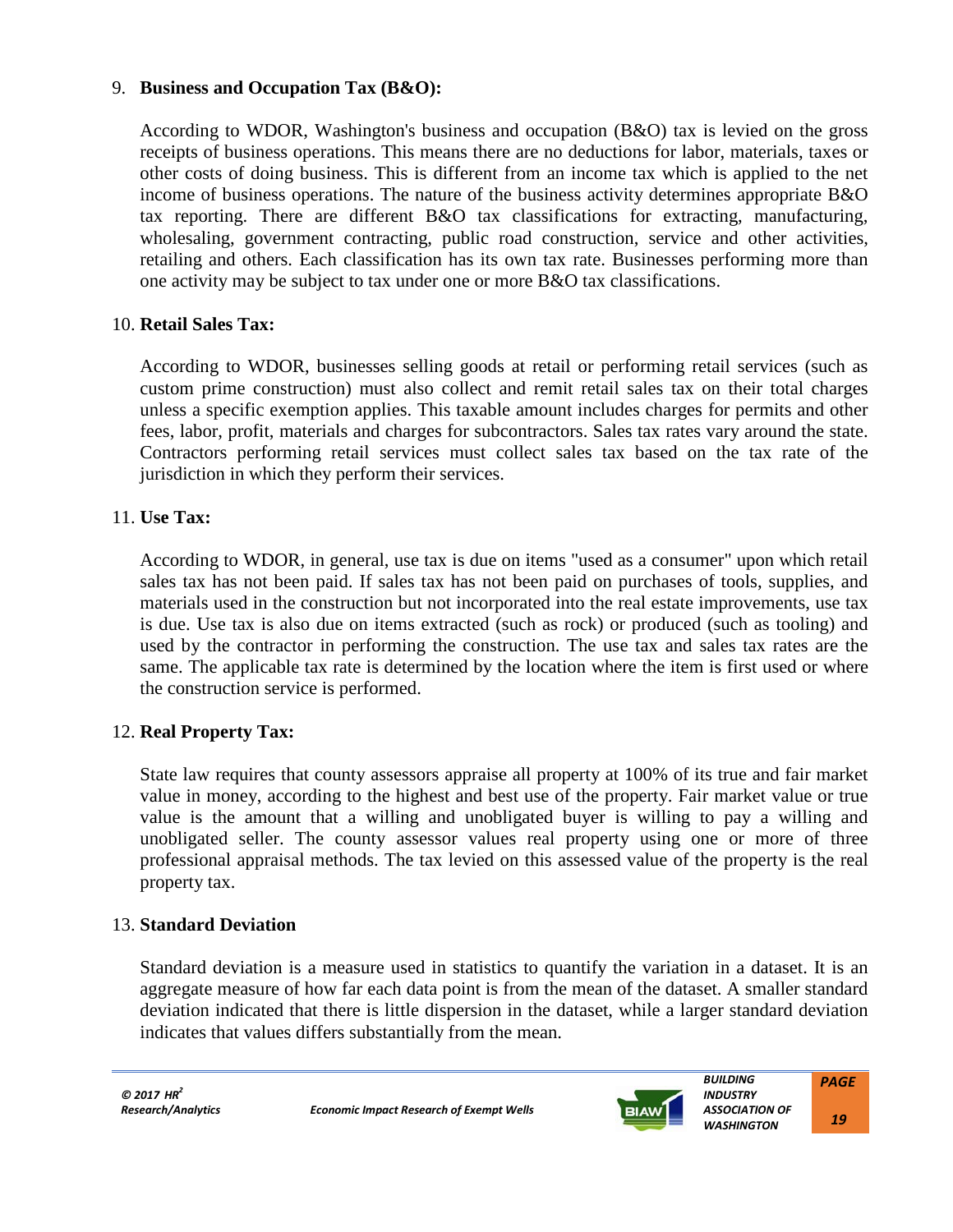9. **Business and Occupation Tax (B&O):**

   According to WDOR, Washington's business and occupation (B&O) tax is levied on the gross receipts of business operations. This means there are no deductions for labor, materials, taxes or other costs of doing business. This is different from an income tax which is applied to the net income of business operations. The nature of the business activity determines appropriate B&O tax reporting. There are different B&O tax classifications for extracting, manufacturing, wholesaling, government contracting, public road construction, service and other activities, retailing and others. Each classification has its own tax rate. Businesses performing more than one activity may be subject to tax under one or more B&O tax classifications.

10. **Retail Sales Tax:**

    According to WDOR, businesses selling goods at retail or performing retail services (such as custom prime construction) must also collect and remit retail sales tax on their total charges unless a specific exemption applies. This taxable amount includes charges for permits and other fees, labor, profit, materials and charges for subcontractors. Sales tax rates vary around the state. Contractors performing retail services must collect sales tax based on the tax rate of the jurisdiction in which they perform their services.

11. **Use Tax:**

    According to WDOR, in general, use tax is due on items "used as a consumer" upon which retail sales tax has not been paid. If sales tax has not been paid on purchases of tools, supplies, and materials used in the construction but not incorporated into the real estate improvements, use tax is due. Use tax is also due on items extracted (such as rock) or produced (such as tooling) and used by the contractor in performing the construction. The use tax and sales tax rates are the same. The applicable tax rate is determined by the location where the item is first used or where the construction service is performed.

12. **Real Property Tax:**

    State law requires that county assessors appraise all property at 100% of its true and fair market value in money, according to the highest and best use of the property. Fair market value or true value is the amount that a willing and unobligated buyer is willing to pay a willing and unobligated seller. The county assessor values real property using one or more of three professional appraisal methods. The tax levied on this assessed value of the property is the real property tax.

13. **Standard Deviation**

    Standard deviation is a measure used in statistics to quantify the variation in a dataset. It is an aggregate measure of how far each data point is from the mean of the dataset. A smaller standard deviation indicated that there is little dispersion in the dataset, while a larger standard deviation indicates that values differs substantially from the mean.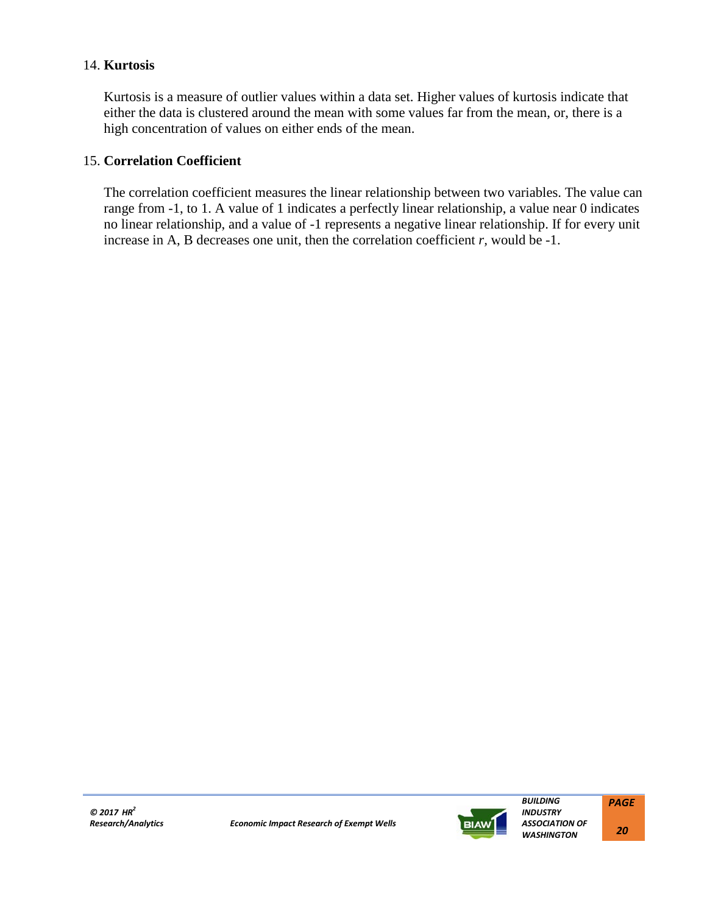14. **Kurtosis**

Kurtosis is a measure of outlier values within a data set. Higher values of kurtosis indicate that either the data is clustered around the mean with some values far from the mean, or, there is a high concentration of values on either ends of the mean.

15. **Correlation Coefficient**

The correlation coefficient measures the linear relationship between two variables. The value can range from -1, to 1. A value of 1 indicates a perfectly linear relationship, a value near 0 indicates no linear relationship, and a value of -1 represents a negative linear relationship. If for every unit increase in A, B decreases one unit, then the correlation coefficient $r$, would be -1.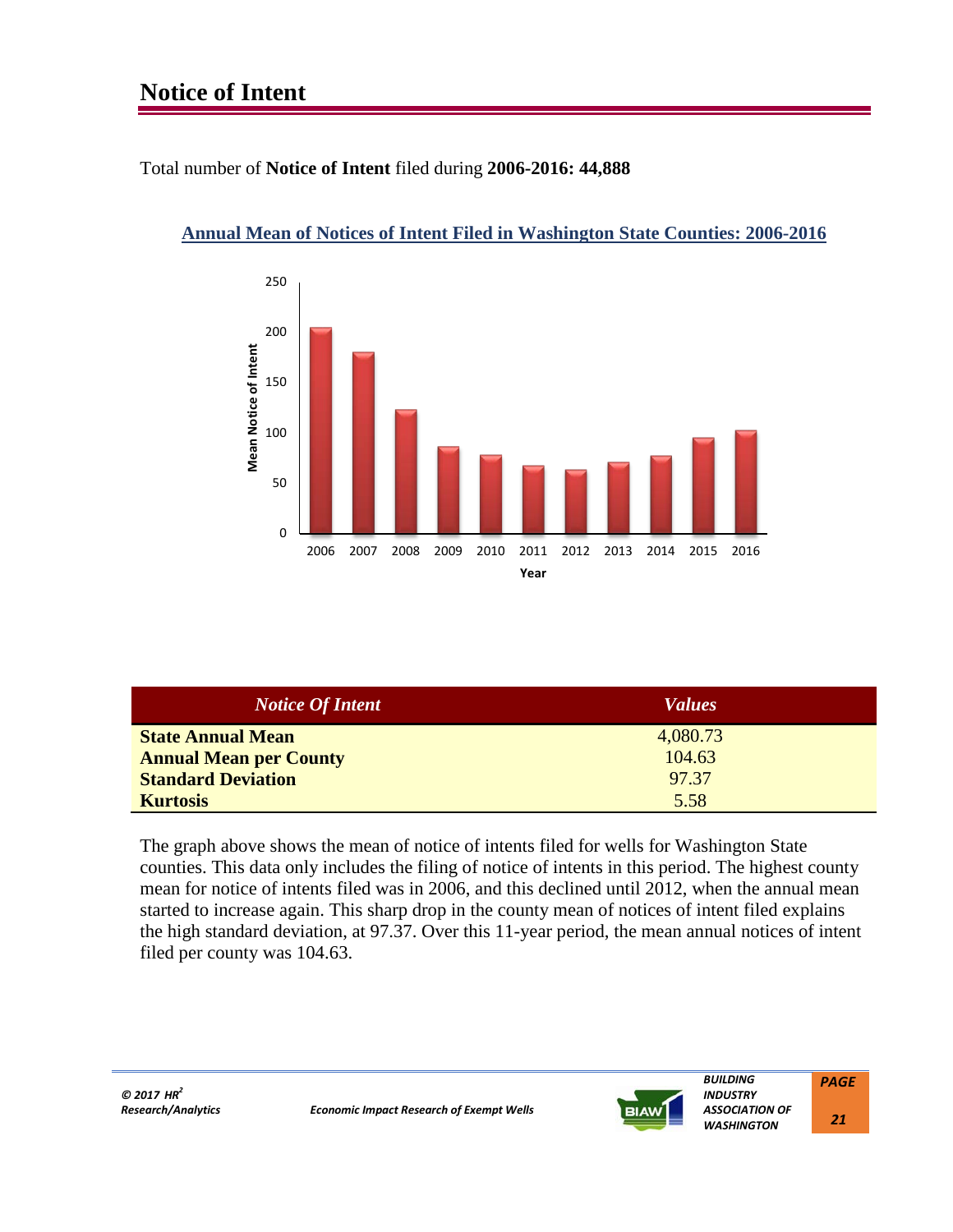# Notice of Intent

Total number of **Notice of Intent** filed during **2006-2016: 44,888**

**Annual Mean of Notices of Intent Filed in Washington State Counties: 2006-2016**

| *Notice Of Intent* | *Values* |
|---|---|
| **State Annual Mean** | 4,080.73 |
| **Annual Mean per County** | 104.63 |
| **Standard Deviation** | 97.37 |
| **Kurtosis** | 5.58 |

The graph above shows the mean of notice of intents filed for wells for Washington State counties. This data only includes the filing of notice of intents in this period. The highest county mean for notice of intents filed was in 2006, and this declined until 2012, when the annual mean started to increase again. This sharp drop in the county mean of notices of intent filed explains the high standard deviation, at 97.37. Over this 11-year period, the mean annual notices of intent filed per county was 104.63.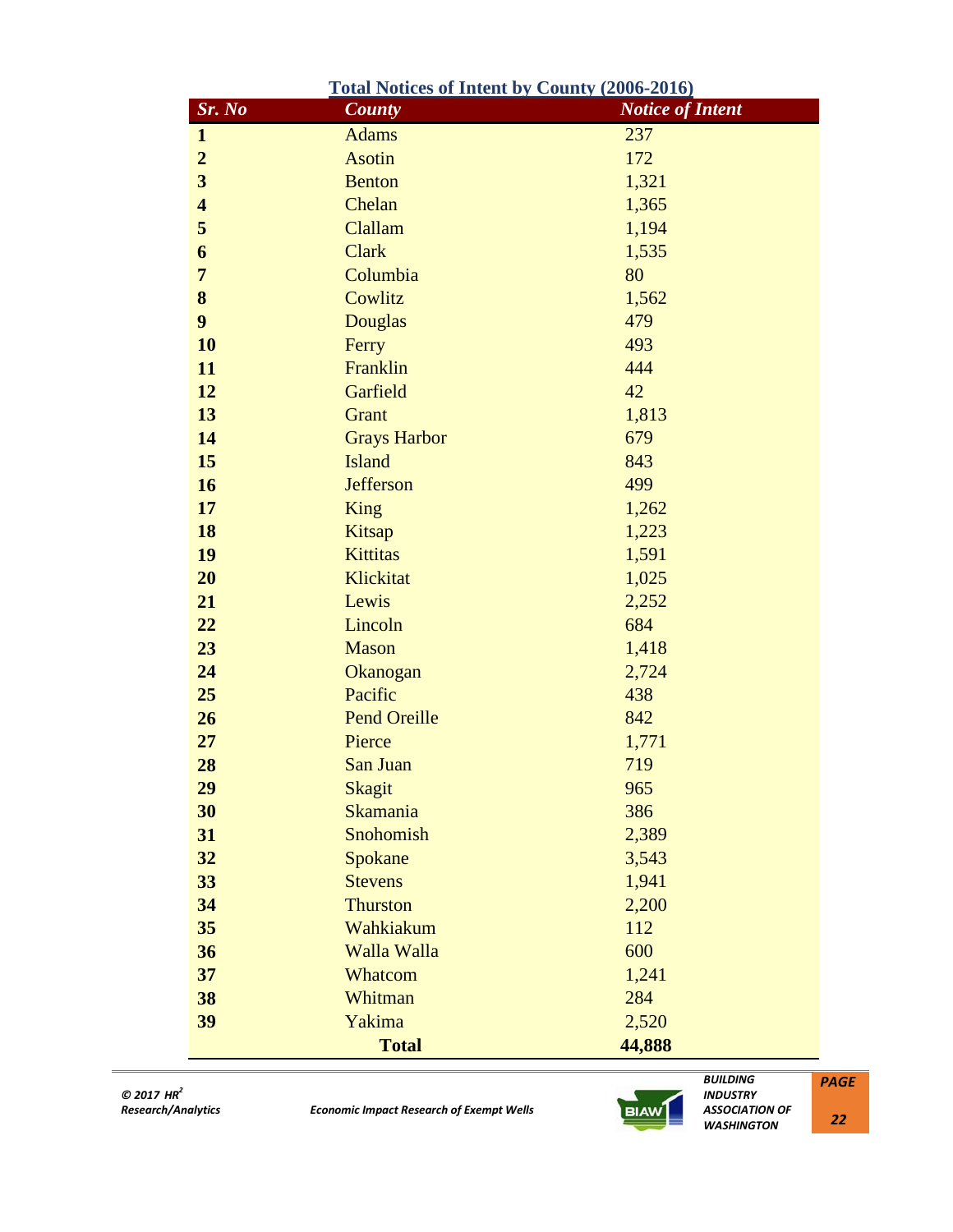**Total Notices of Intent by County (2006-2016)**

| Sr. No | County | Notice of Intent |
|---|---|---|
| 1 | Adams | 237 |
| 2 | Asotin | 172 |
| 3 | Benton | 1,321 |
| 4 | Chelan | 1,365 |
| 5 | Clallam | 1,194 |
| 6 | Clark | 1,535 |
| 7 | Columbia | 80 |
| 8 | Cowlitz | 1,562 |
| 9 | Douglas | 479 |
| 10 | Ferry | 493 |
| 11 | Franklin | 444 |
| 12 | Garfield | 42 |
| 13 | Grant | 1,813 |
| 14 | Grays Harbor | 679 |
| 15 | Island | 843 |
| 16 | Jefferson | 499 |
| 17 | King | 1,262 |
| 18 | Kitsap | 1,223 |
| 19 | Kittitas | 1,591 |
| 20 | Klickitat | 1,025 |
| 21 | Lewis | 2,252 |
| 22 | Lincoln | 684 |
| 23 | Mason | 1,418 |
| 24 | Okanogan | 2,724 |
| 25 | Pacific | 438 |
| 26 | Pend Oreille | 842 |
| 27 | Pierce | 1,771 |
| 28 | San Juan | 719 |
| 29 | Skagit | 965 |
| 30 | Skamania | 386 |
| 31 | Snohomish | 2,389 |
| 32 | Spokane | 3,543 |
| 33 | Stevens | 1,941 |
| 34 | Thurston | 2,200 |
| 35 | Wahkiakum | 112 |
| 36 | Walla Walla | 600 |
| 37 | Whatcom | 1,241 |
| 38 | Whitman | 284 |
| 39 | Yakima | 2,520 |
| | **Total** | **44,888** |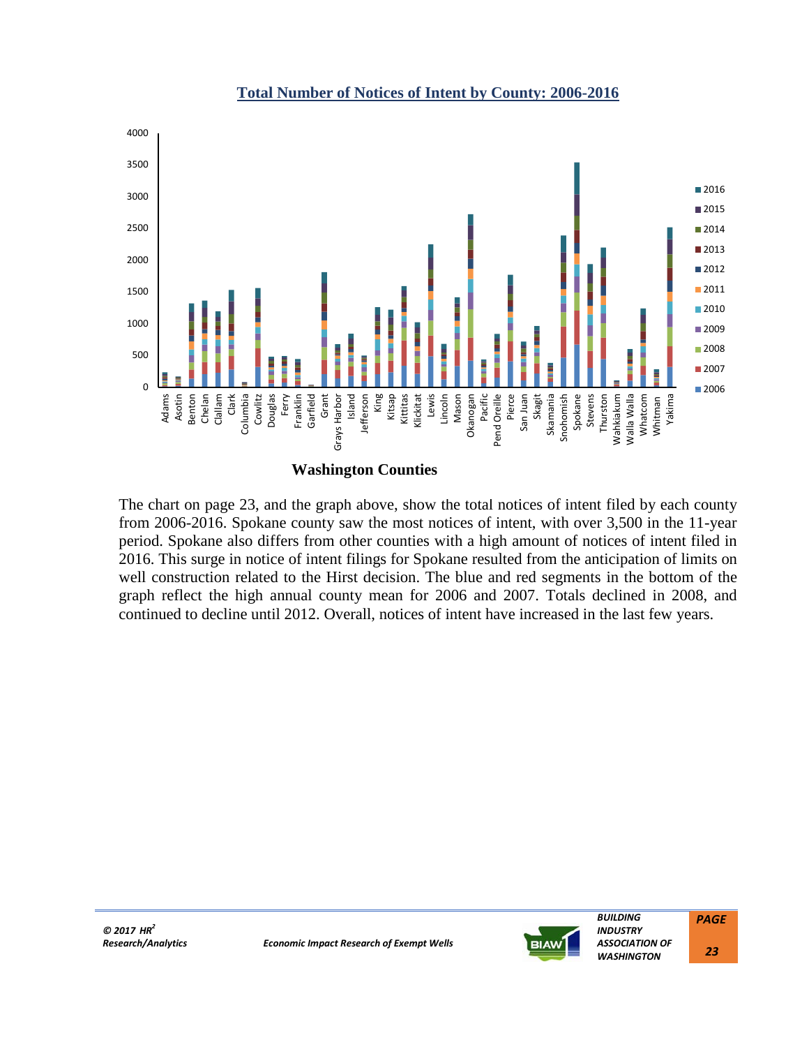## Total Number of Notices of Intent by County: 2006-2016

**Washington Counties**

The chart on page 23, and the graph above, show the total notices of intent filed by each county from 2006-2016. Spokane county saw the most notices of intent, with over 3,500 in the 11-year period. Spokane also differs from other counties with a high amount of notices of intent filed in 2016. This surge in notice of intent filings for Spokane resulted from the anticipation of limits on well construction related to the Hirst decision. The blue and red segments in the bottom of the graph reflect the high annual county mean for 2006 and 2007. Totals declined in 2008, and continued to decline until 2012. Overall, notices of intent have increased in the last few years.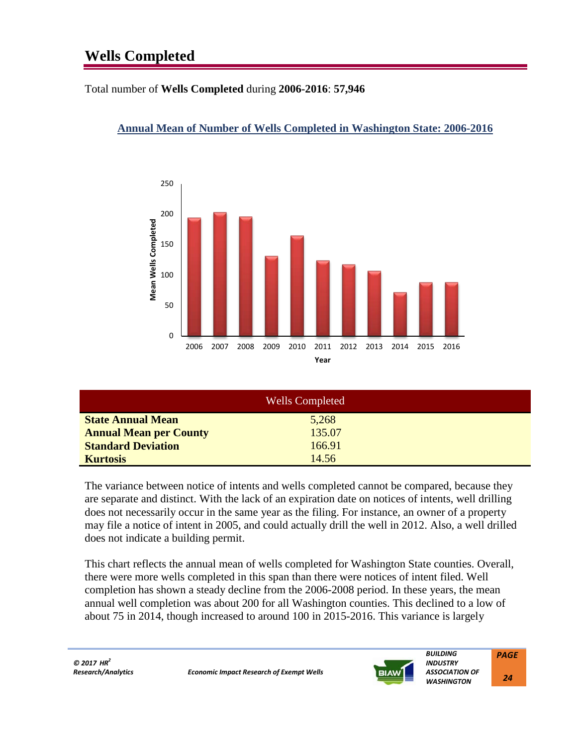# Wells Completed

Total number of **Wells Completed** during **2006-2016**: **57,946**

**Annual Mean of Number of Wells Completed in Washington State: 2006-2016**

| Wells Completed | |
|---|---|
| **State Annual Mean** | 5,268 |
| **Annual Mean per County** | 135.07 |
| **Standard Deviation** | 166.91 |
| **Kurtosis** | 14.56 |

The variance between notice of intents and wells completed cannot be compared, because they are separate and distinct. With the lack of an expiration date on notices of intents, well drilling does not necessarily occur in the same year as the filing. For instance, an owner of a property may file a notice of intent in 2005, and could actually drill the well in 2012. Also, a well drilled does not indicate a building permit.

This chart reflects the annual mean of wells completed for Washington State counties. Overall, there were more wells completed in this span than there were notices of intent filed. Well completion has shown a steady decline from the 2006-2008 period. In these years, the mean annual well completion was about 200 for all Washington counties. This declined to a low of about 75 in 2014, though increased to around 100 in 2015-2016. This variance is largely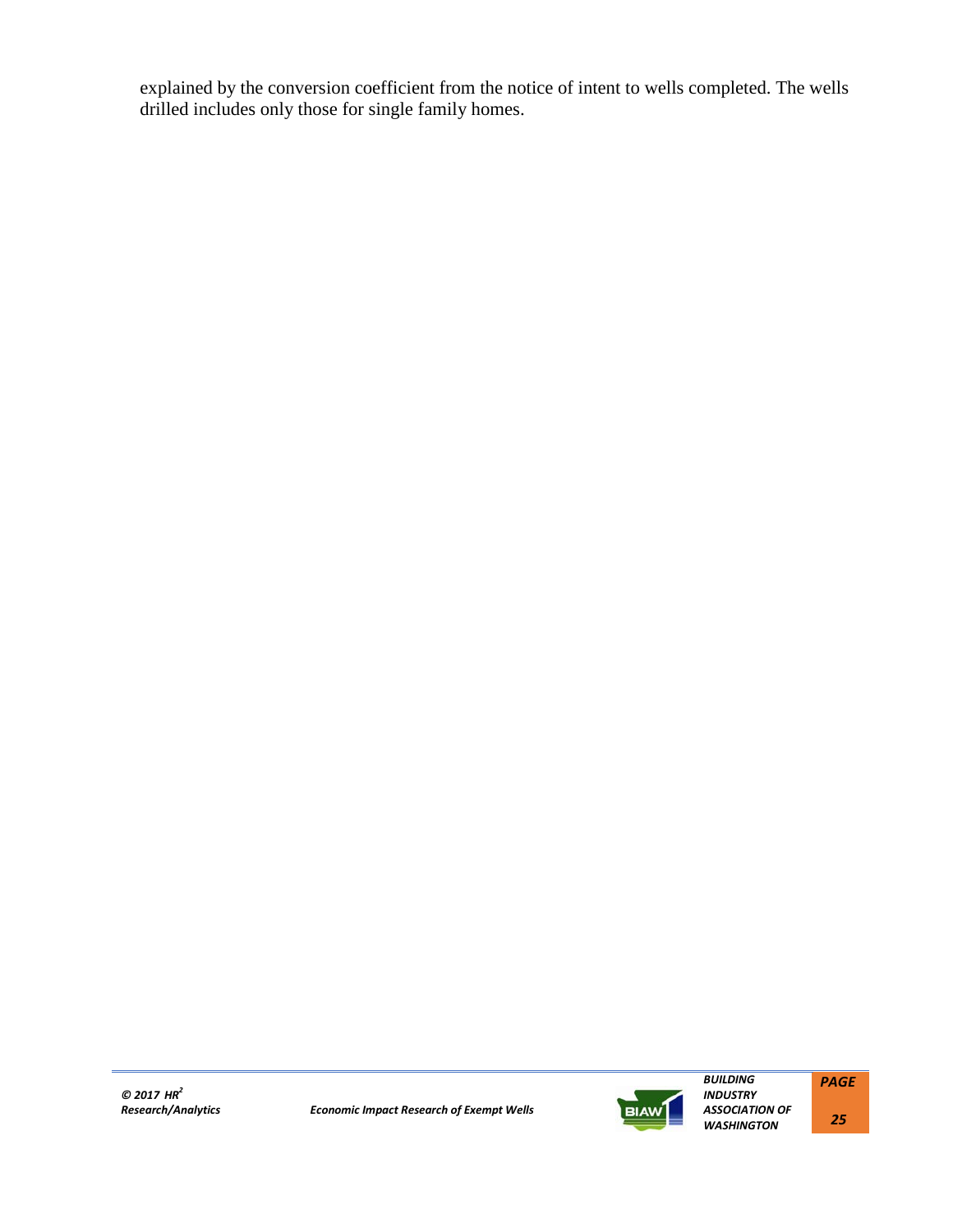explained by the conversion coefficient from the notice of intent to wells completed. The wells drilled includes only those for single family homes.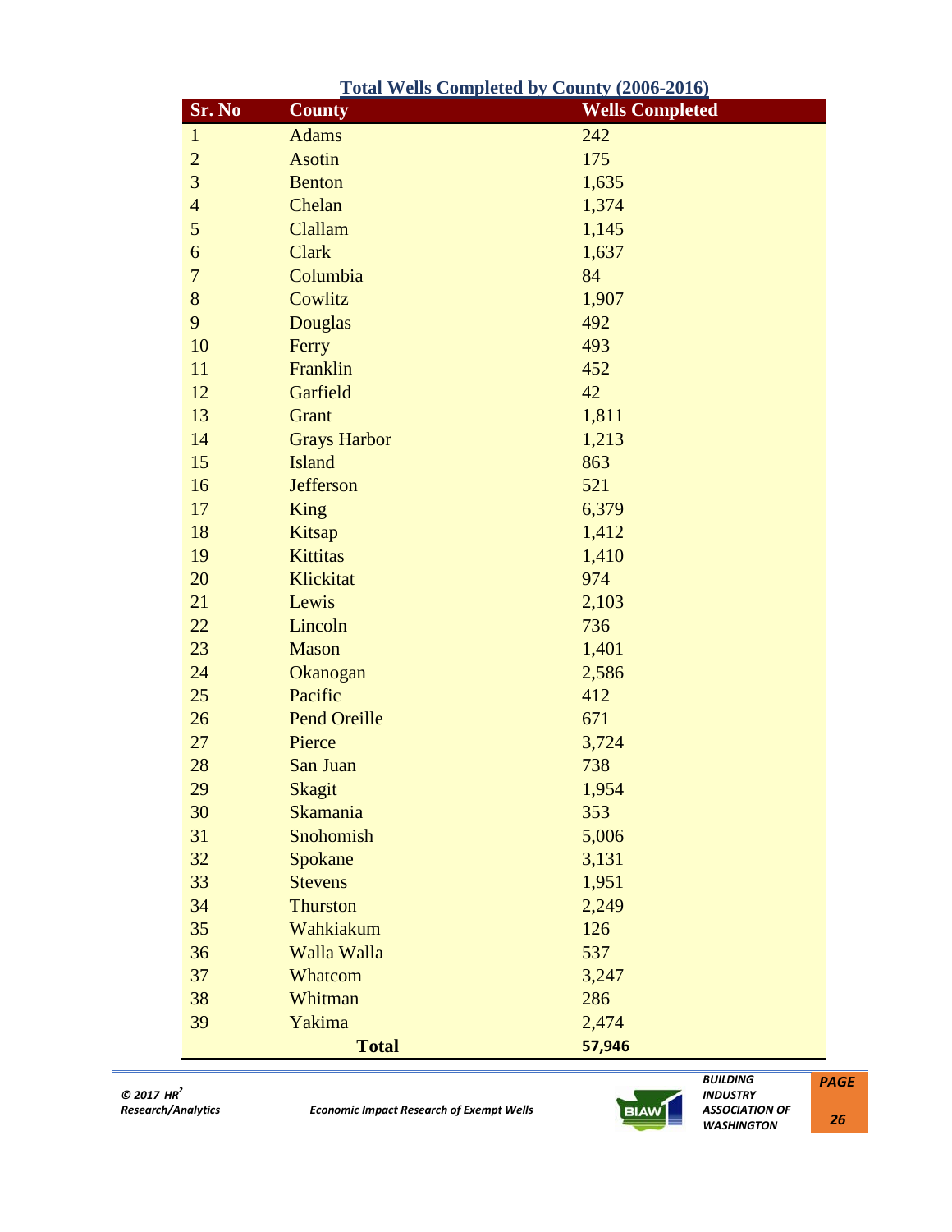**Total Wells Completed by County (2006-2016)**

| Sr. No | County | Wells Completed |
|---|---|---|
| 1 | Adams | 242 |
| 2 | Asotin | 175 |
| 3 | Benton | 1,635 |
| 4 | Chelan | 1,374 |
| 5 | Clallam | 1,145 |
| 6 | Clark | 1,637 |
| 7 | Columbia | 84 |
| 8 | Cowlitz | 1,907 |
| 9 | Douglas | 492 |
| 10 | Ferry | 493 |
| 11 | Franklin | 452 |
| 12 | Garfield | 42 |
| 13 | Grant | 1,811 |
| 14 | Grays Harbor | 1,213 |
| 15 | Island | 863 |
| 16 | Jefferson | 521 |
| 17 | King | 6,379 |
| 18 | Kitsap | 1,412 |
| 19 | Kittitas | 1,410 |
| 20 | Klickitat | 974 |
| 21 | Lewis | 2,103 |
| 22 | Lincoln | 736 |
| 23 | Mason | 1,401 |
| 24 | Okanogan | 2,586 |
| 25 | Pacific | 412 |
| 26 | Pend Oreille | 671 |
| 27 | Pierce | 3,724 |
| 28 | San Juan | 738 |
| 29 | Skagit | 1,954 |
| 30 | Skamania | 353 |
| 31 | Snohomish | 5,006 |
| 32 | Spokane | 3,131 |
| 33 | Stevens | 1,951 |
| 34 | Thurston | 2,249 |
| 35 | Wahkiakum | 126 |
| 36 | Walla Walla | 537 |
| 37 | Whatcom | 3,247 |
| 38 | Whitman | 286 |
| 39 | Yakima | 2,474 |
| | **Total** | **57,946** |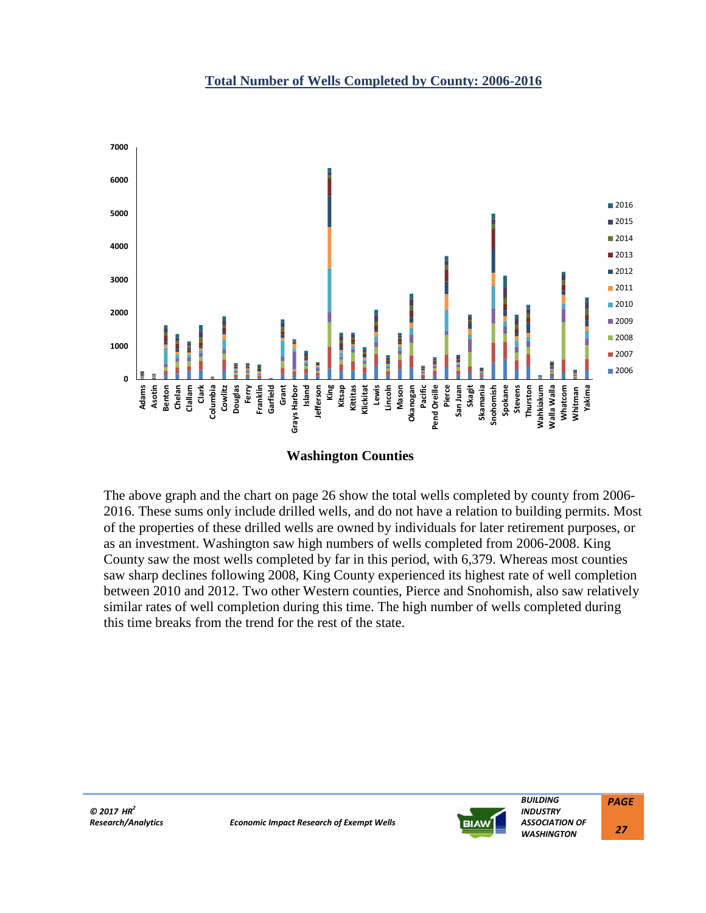## Total Number of Wells Completed by County: 2006-2016

**Washington Counties**

The above graph and the chart on page 26 show the total wells completed by county from 2006-2016. These sums only include drilled wells, and do not have a relation to building permits. Most of the properties of these drilled wells are owned by individuals for later retirement purposes, or as an investment. Washington saw high numbers of wells completed from 2006-2008. King County saw the most wells completed by far in this period, with 6,379. Whereas most counties saw sharp declines following 2008, King County experienced its highest rate of well completion between 2010 and 2012. Two other Western counties, Pierce and Snohomish, also saw relatively similar rates of well completion during this time. The high number of wells completed during this time breaks from the trend for the rest of the state.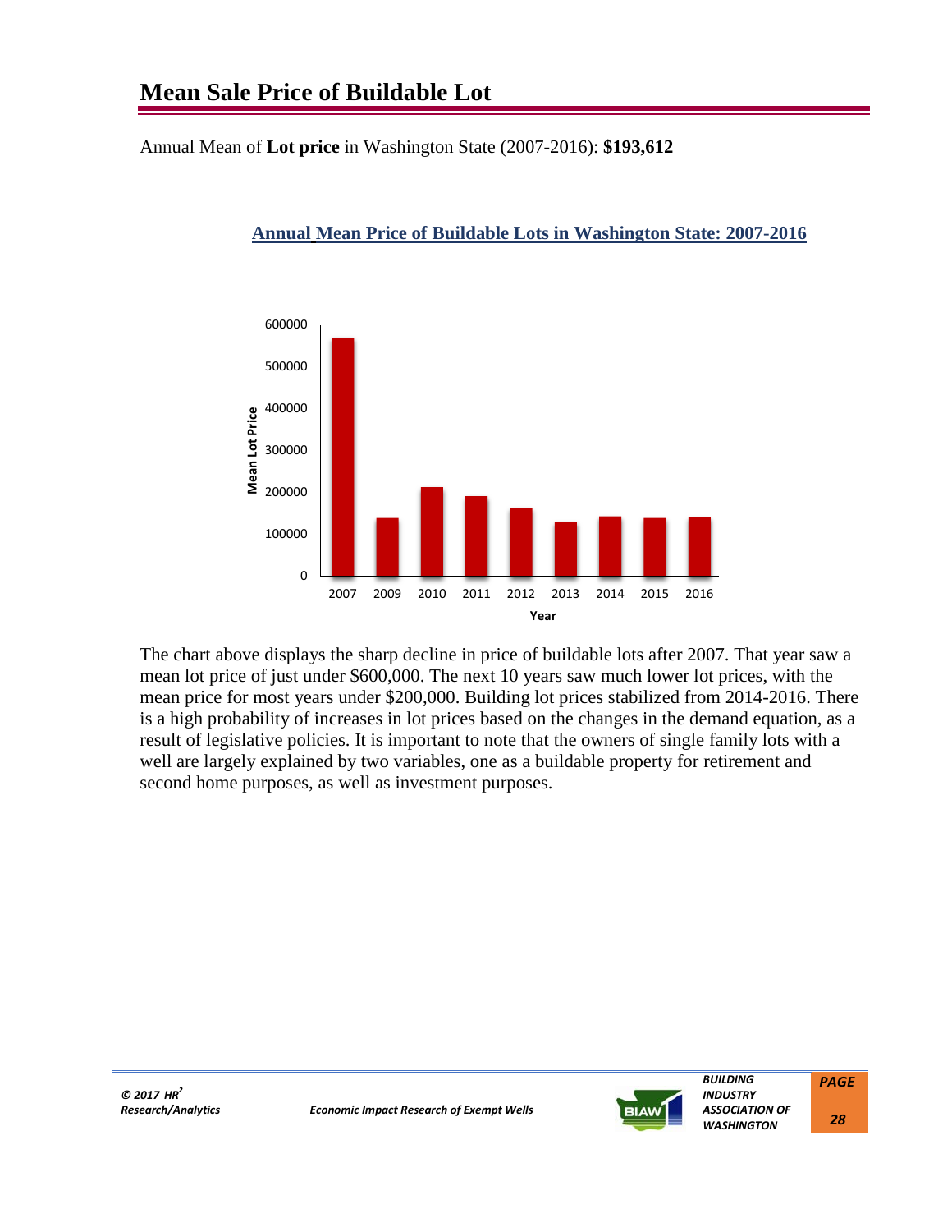# Mean Sale Price of Buildable Lot

Annual Mean of **Lot price** in Washington State (2007-2016): **$193,612**

**Annual Mean Price of Buildable Lots in Washington State: 2007-2016**

The chart above displays the sharp decline in price of buildable lots after 2007. That year saw a mean lot price of just under $600,000. The next 10 years saw much lower lot prices, with the mean price for most years under $200,000. Building lot prices stabilized from 2014-2016. There is a high probability of increases in lot prices based on the changes in the demand equation, as a result of legislative policies. It is important to note that the owners of single family lots with a well are largely explained by two variables, one as a buildable property for retirement and second home purposes, as well as investment purposes.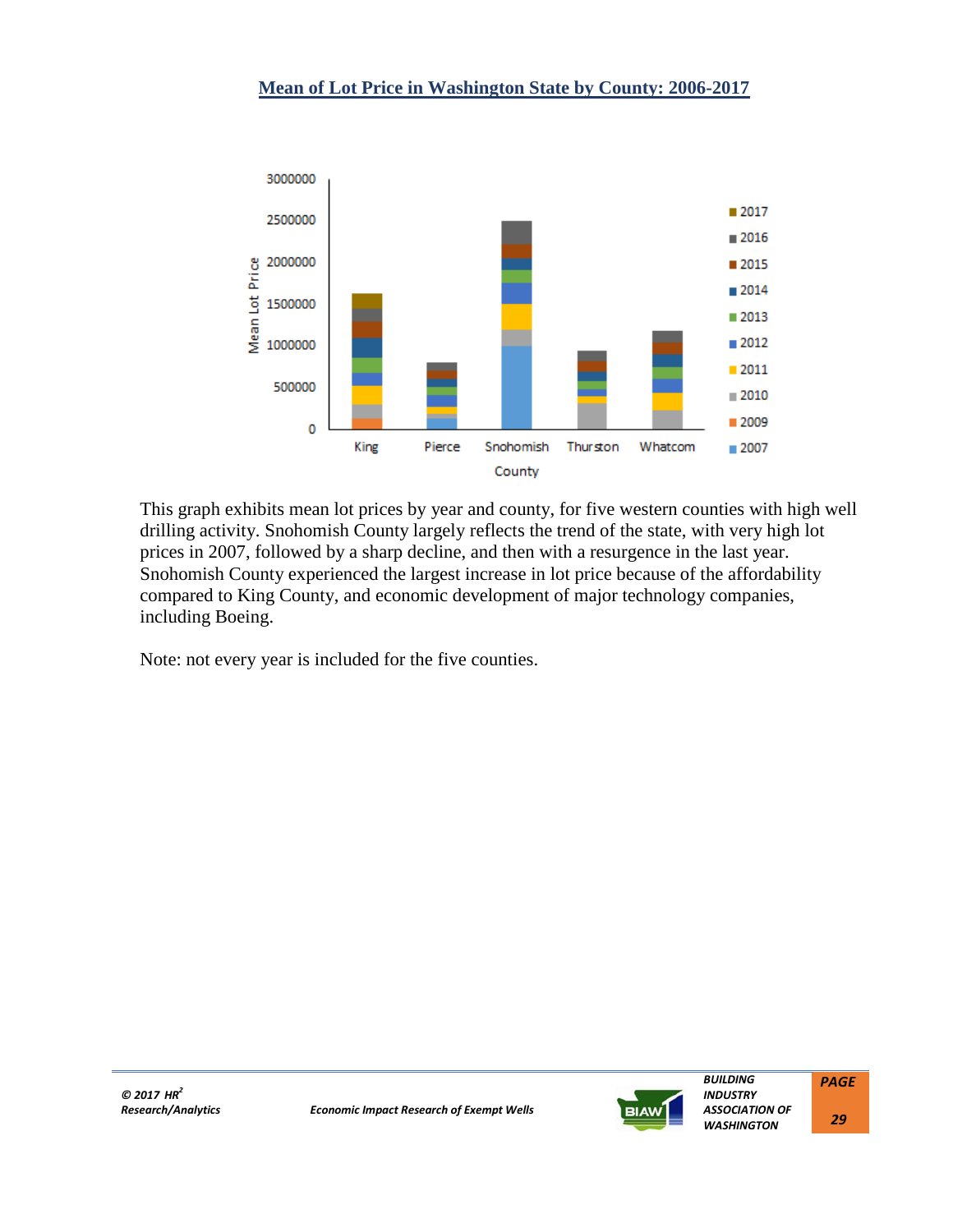## Mean of Lot Price in Washington State by County: 2006-2017

This graph exhibits mean lot prices by year and county, for five western counties with high well drilling activity. Snohomish County largely reflects the trend of the state, with very high lot prices in 2007, followed by a sharp decline, and then with a resurgence in the last year. Snohomish County experienced the largest increase in lot price because of the affordability compared to King County, and economic development of major technology companies, including Boeing.

Note: not every year is included for the five counties.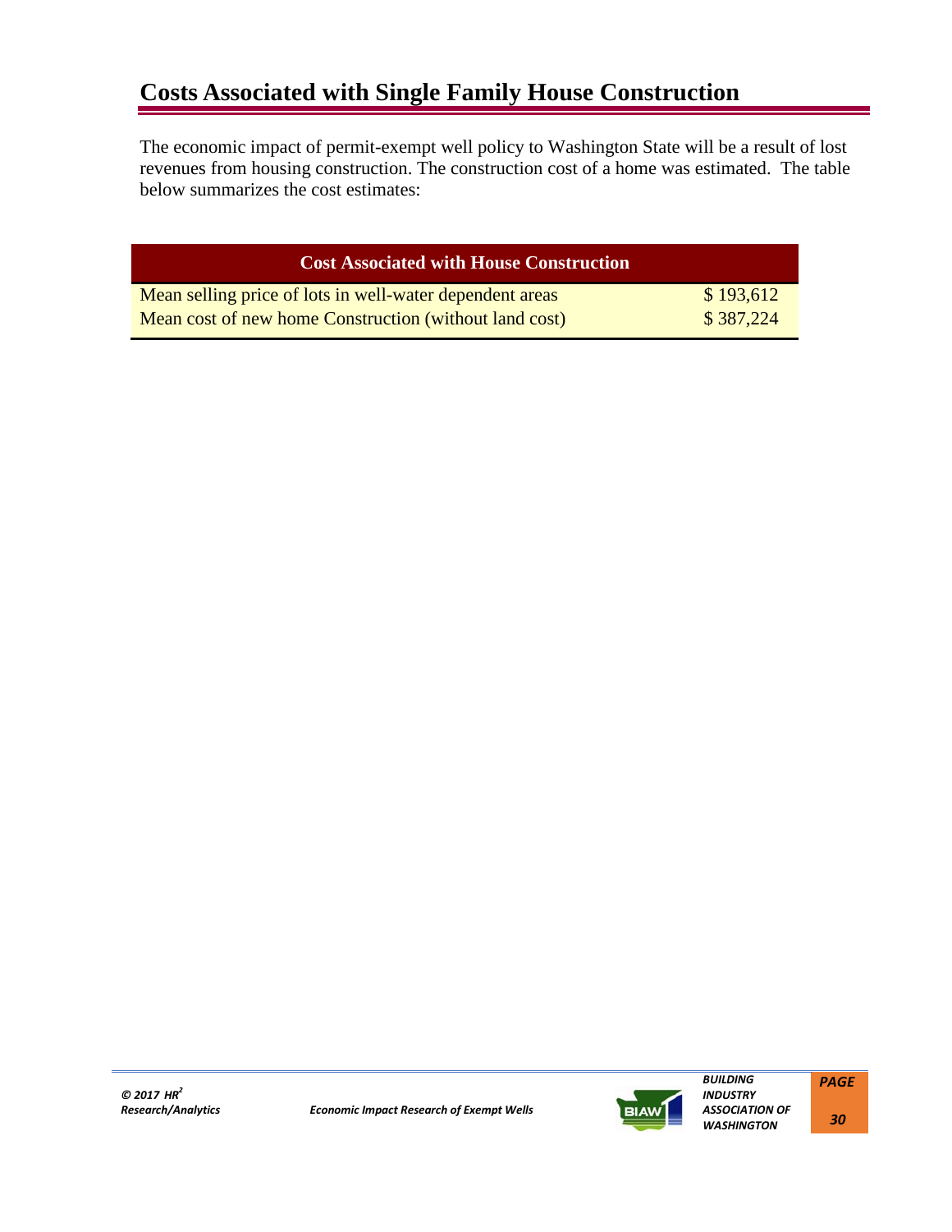## Costs Associated with Single Family House Construction

The economic impact of permit-exempt well policy to Washington State will be a result of lost revenues from housing construction. The construction cost of a home was estimated. The table below summarizes the cost estimates:

| Cost Associated with House Construction | |
|---|---|
| Mean selling price of lots in well-water dependent areas | $ 193,612 |
| Mean cost of new home Construction (without land cost) | $ 387,224 |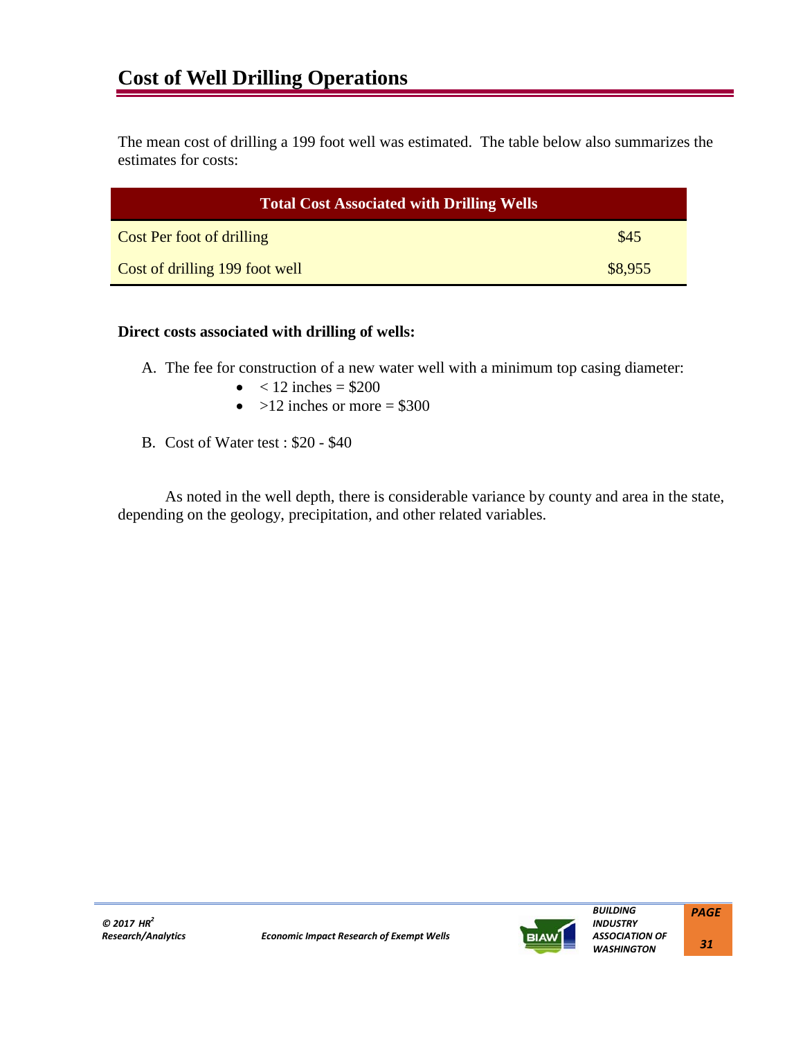# Cost of Well Drilling Operations

The mean cost of drilling a 199 foot well was estimated. The table below also summarizes the estimates for costs:

| Total Cost Associated with Drilling Wells | |
|---|---|
| Cost Per foot of drilling | $45 |
| Cost of drilling 199 foot well | $8,955 |

**Direct costs associated with drilling of wells:**

A. The fee for construction of a new water well with a minimum top casing diameter:
   - < 12 inches = $200
   - >12 inches or more = $300

B. Cost of Water test : $20 - $40

As noted in the well depth, there is considerable variance by county and area in the state, depending on the geology, precipitation, and other related variables.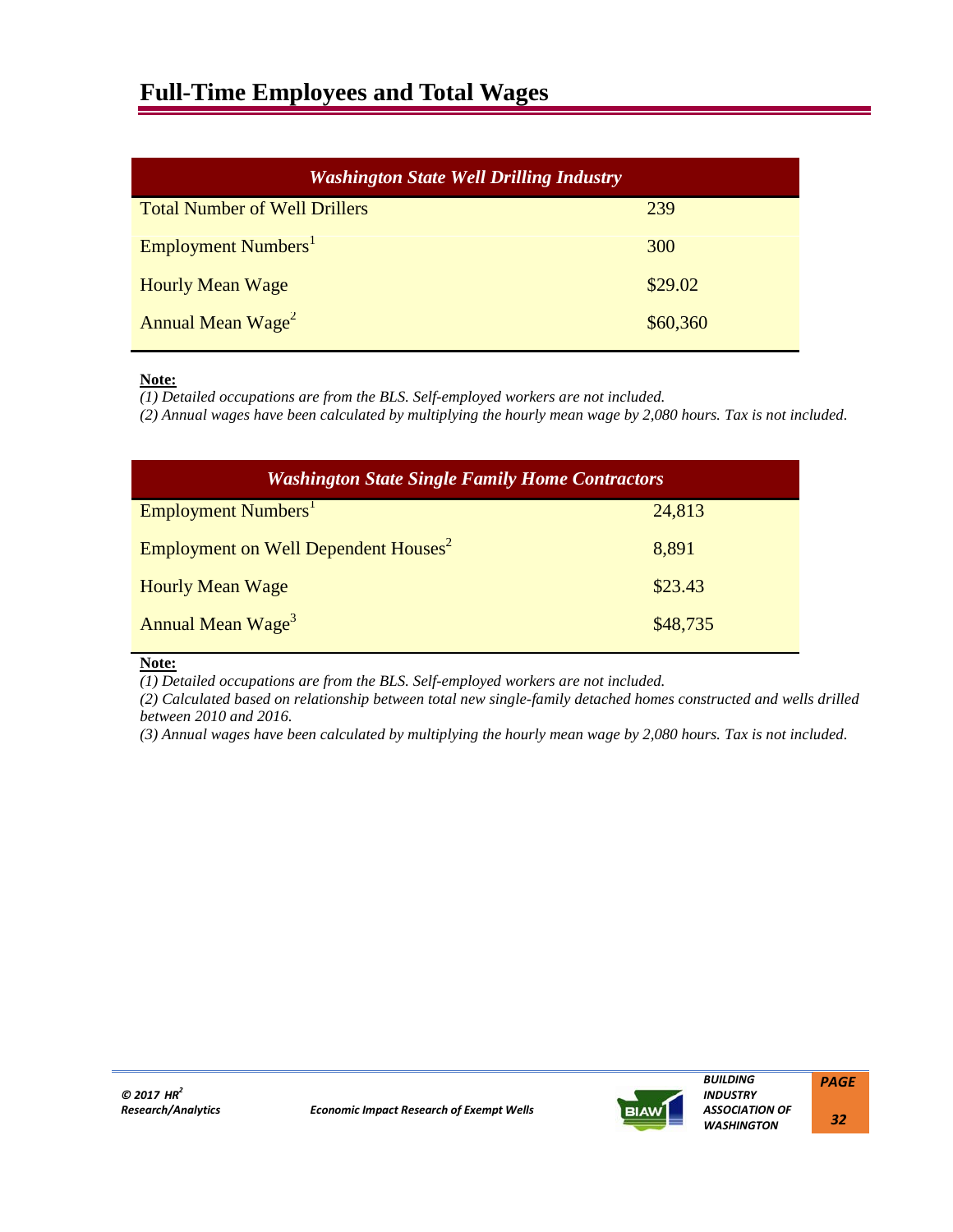# Full-Time Employees and Total Wages

| *Washington State Well Drilling Industry* | |
|---|---|
| Total Number of Well Drillers | 239 |
| Employment Numbers[1] | 300 |
| Hourly Mean Wage | $29.02 |
| Annual Mean Wage[2] | $60,360 |

**Note:**
*(1) Detailed occupations are from the BLS. Self-employed workers are not included.*
*(2) Annual wages have been calculated by multiplying the hourly mean wage by 2,080 hours. Tax is not included.*

| *Washington State Single Family Home Contractors* | |
|---|---|
| Employment Numbers[1] | 24,813 |
| Employment on Well Dependent Houses[2] | 8,891 |
| Hourly Mean Wage | $23.43 |
| Annual Mean Wage[3] | $48,735 |

**Note:**
*(1) Detailed occupations are from the BLS. Self-employed workers are not included.*
*(2) Calculated based on relationship between total new single-family detached homes constructed and wells drilled between 2010 and 2016.*
*(3) Annual wages have been calculated by multiplying the hourly mean wage by 2,080 hours. Tax is not included.*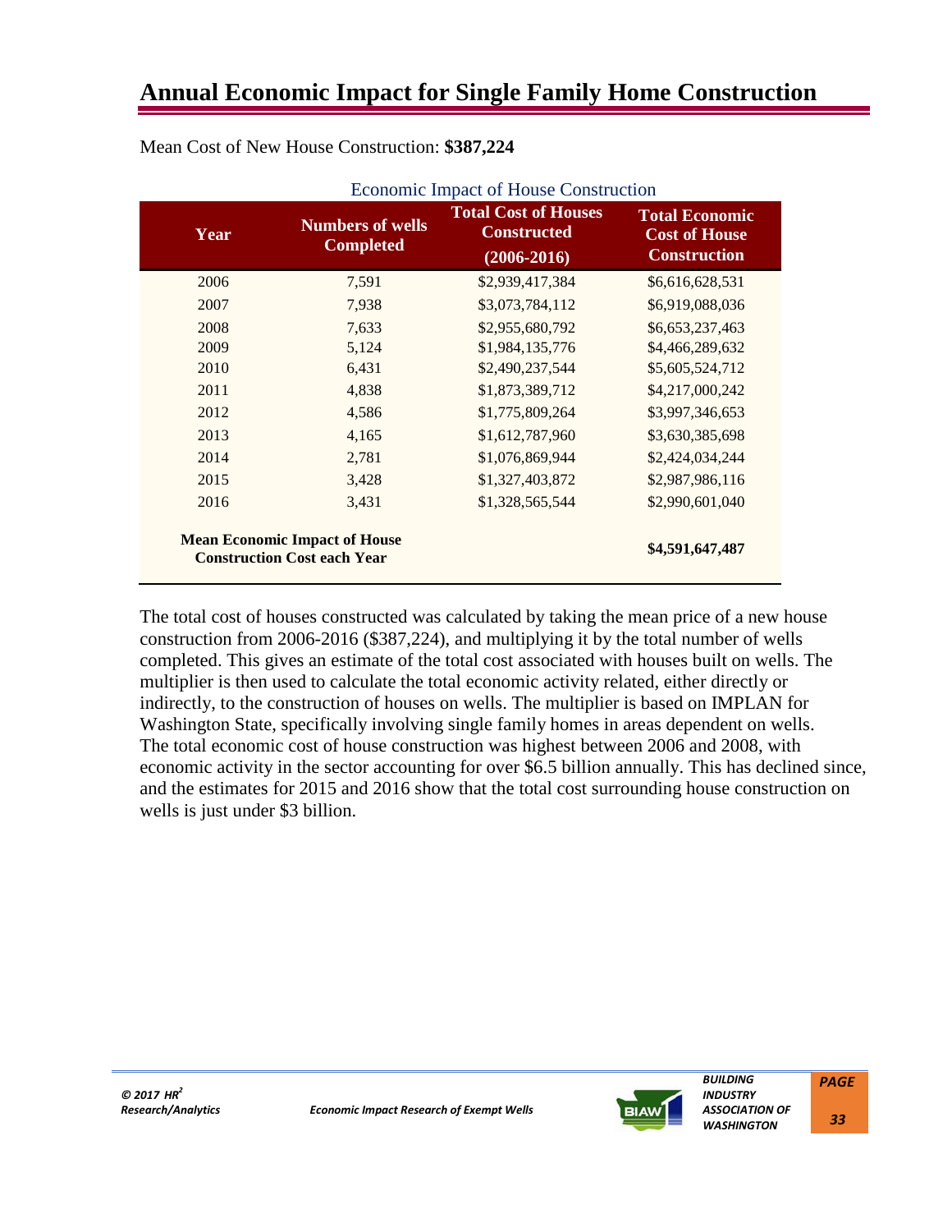# Annual Economic Impact for Single Family Home Construction

Mean Cost of New House Construction: **$387,224**

Economic Impact of House Construction

| Year | Numbers of wells Completed | Total Cost of Houses Constructed (2006-2016) | Total Economic Cost of House Construction |
|---|---|---|---|
| 2006 | 7,591 | $2,939,417,384 | $6,616,628,531 |
| 2007 | 7,938 | $3,073,784,112 | $6,919,088,036 |
| 2008 | 7,633 | $2,955,680,792 | $6,653,237,463 |
| 2009 | 5,124 | $1,984,135,776 | $4,466,289,632 |
| 2010 | 6,431 | $2,490,237,544 | $5,605,524,712 |
| 2011 | 4,838 | $1,873,389,712 | $4,217,000,242 |
| 2012 | 4,586 | $1,775,809,264 | $3,997,346,653 |
| 2013 | 4,165 | $1,612,787,960 | $3,630,385,698 |
| 2014 | 2,781 | $1,076,869,944 | $2,424,034,244 |
| 2015 | 3,428 | $1,327,403,872 | $2,987,986,116 |
| 2016 | 3,431 | $1,328,565,544 | $2,990,601,040 |
| **Mean Economic Impact of House Construction Cost each Year** | | | **$4,591,647,487** |

The total cost of houses constructed was calculated by taking the mean price of a new house construction from 2006-2016 ($387,224), and multiplying it by the total number of wells completed. This gives an estimate of the total cost associated with houses built on wells. The multiplier is then used to calculate the total economic activity related, either directly or indirectly, to the construction of houses on wells. The multiplier is based on IMPLAN for Washington State, specifically involving single family homes in areas dependent on wells. The total economic cost of house construction was highest between 2006 and 2008, with economic activity in the sector accounting for over $6.5 billion annually. This has declined since, and the estimates for 2015 and 2016 show that the total cost surrounding house construction on wells is just under $3 billion.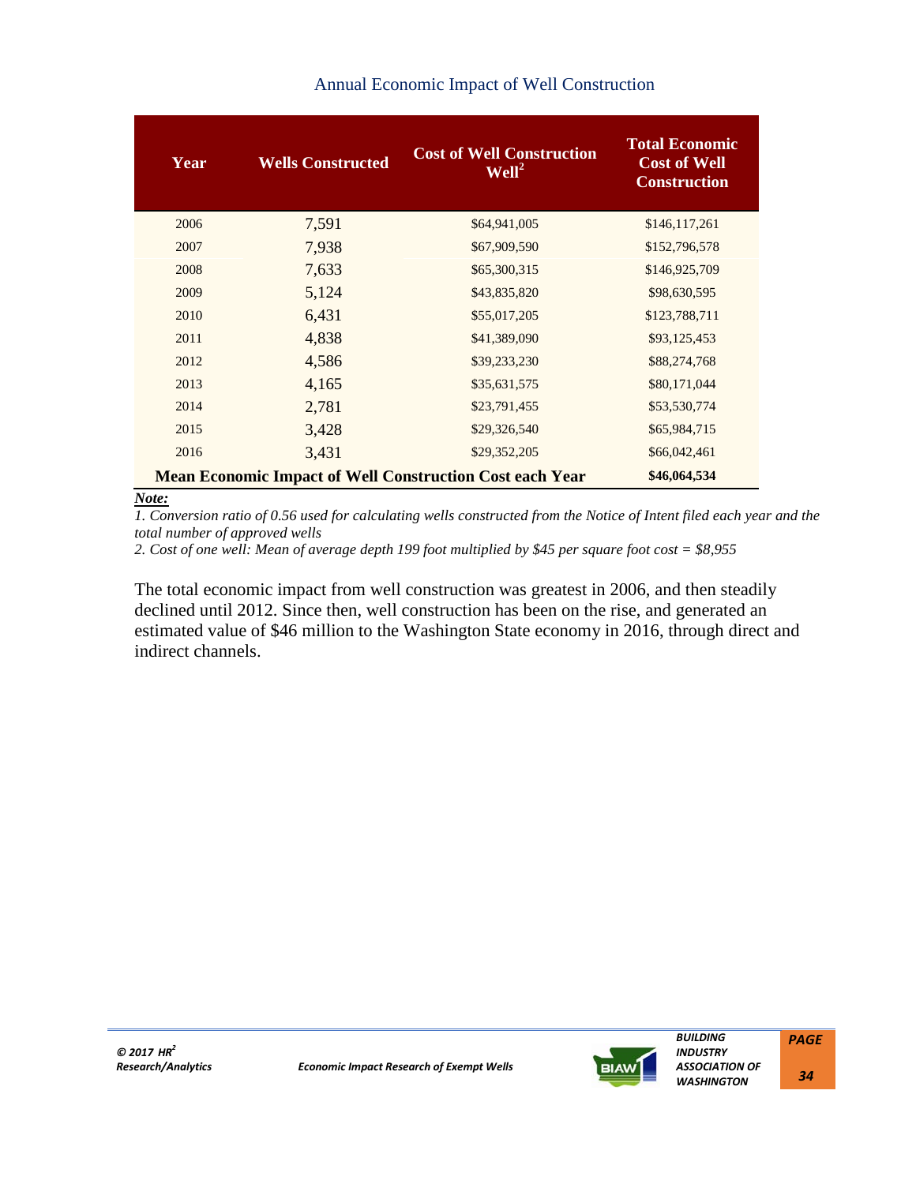Annual Economic Impact of Well Construction

| Year | Wells Constructed | Cost of Well Construction Well[2] | Total Economic Cost of Well Construction |
|---|---|---|---|
| 2006 | 7,591 | $64,941,005 | $146,117,261 |
| 2007 | 7,938 | $67,909,590 | $152,796,578 |
| 2008 | 7,633 | $65,300,315 | $146,925,709 |
| 2009 | 5,124 | $43,835,820 | $98,630,595 |
| 2010 | 6,431 | $55,017,205 | $123,788,711 |
| 2011 | 4,838 | $41,389,090 | $93,125,453 |
| 2012 | 4,586 | $39,233,230 | $88,274,768 |
| 2013 | 4,165 | $35,631,575 | $80,171,044 |
| 2014 | 2,781 | $23,791,455 | $53,530,774 |
| 2015 | 3,428 | $29,326,540 | $65,984,715 |
| 2016 | 3,431 | $29,352,205 | $66,042,461 |
| **Mean Economic Impact of Well Construction Cost each Year** | | | **$46,064,534** |

***Note:***

*1. Conversion ratio of 0.56 used for calculating wells constructed from the Notice of Intent filed each year and the total number of approved wells*

*2. Cost of one well: Mean of average depth 199 foot multiplied by $45 per square foot cost = $8,955*

The total economic impact from well construction was greatest in 2006, and then steadily declined until 2012. Since then, well construction has been on the rise, and generated an estimated value of $46 million to the Washington State economy in 2016, through direct and indirect channels.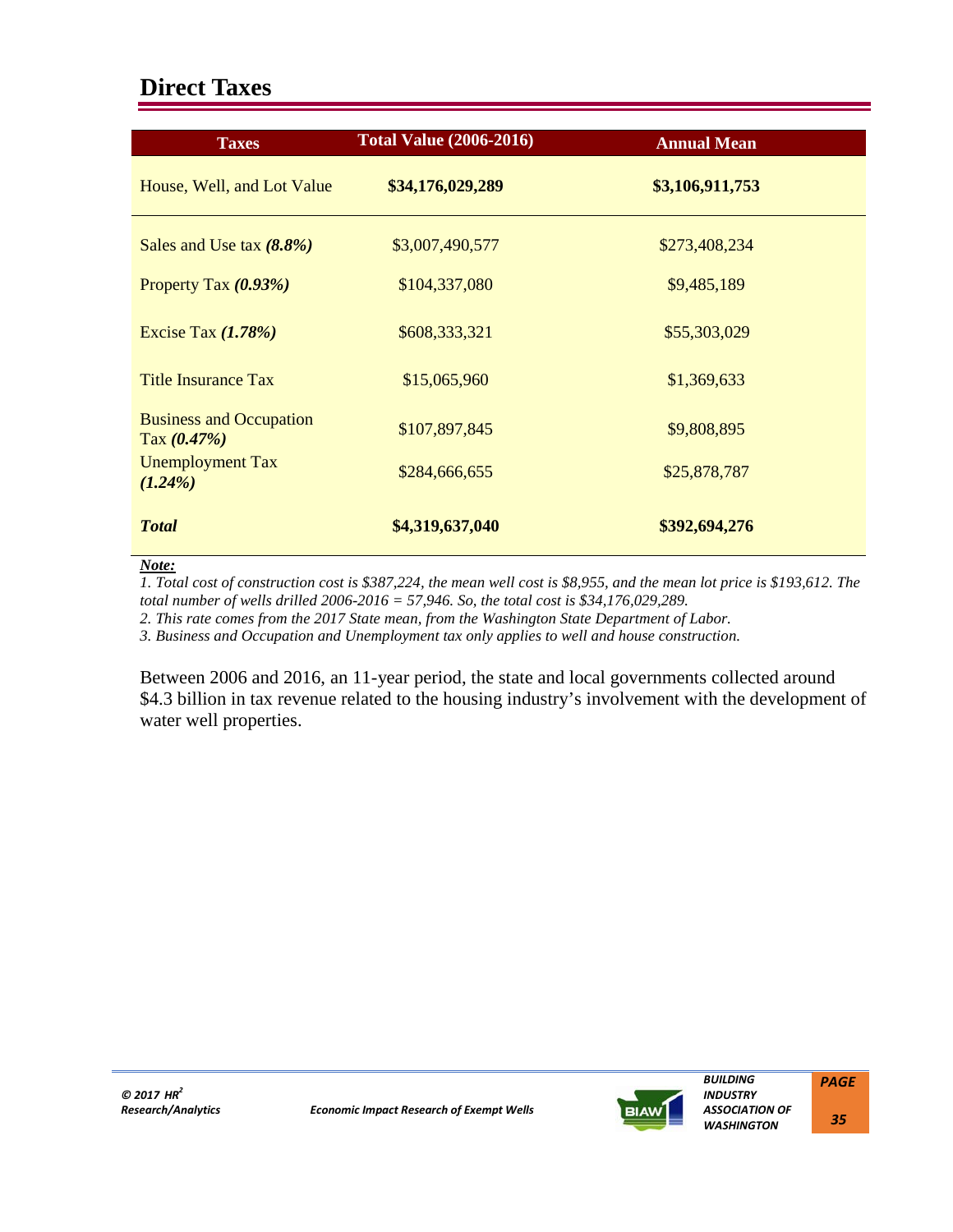## Direct Taxes

| Taxes | Total Value (2006-2016) | Annual Mean |
|---|---|---|
| House, Well, and Lot Value | **$34,176,029,289** | **$3,106,911,753** |
| Sales and Use tax ***(8.8%)*** | $3,007,490,577 | $273,408,234 |
| Property Tax ***(0.93%)*** | $104,337,080 | $9,485,189 |
| Excise Tax ***(1.78%)*** | $608,333,321 | $55,303,029 |
| Title Insurance Tax | $15,065,960 | $1,369,633 |
| Business and Occupation Tax ***(0.47%)*** | $107,897,845 | $9,808,895 |
| Unemployment Tax ***(1.24%)*** | $284,666,655 | $25,878,787 |
| ***Total*** | **$4,319,637,040** | **$392,694,276** |

***Note:***

*1. Total cost of construction cost is $387,224, the mean well cost is $8,955, and the mean lot price is $193,612. The total number of wells drilled 2006-2016 = 57,946. So, the total cost is $34,176,029,289.*

*2. This rate comes from the 2017 State mean, from the Washington State Department of Labor.*

*3. Business and Occupation and Unemployment tax only applies to well and house construction.*

Between 2006 and 2016, an 11-year period, the state and local governments collected around $4.3 billion in tax revenue related to the housing industry's involvement with the development of water well properties.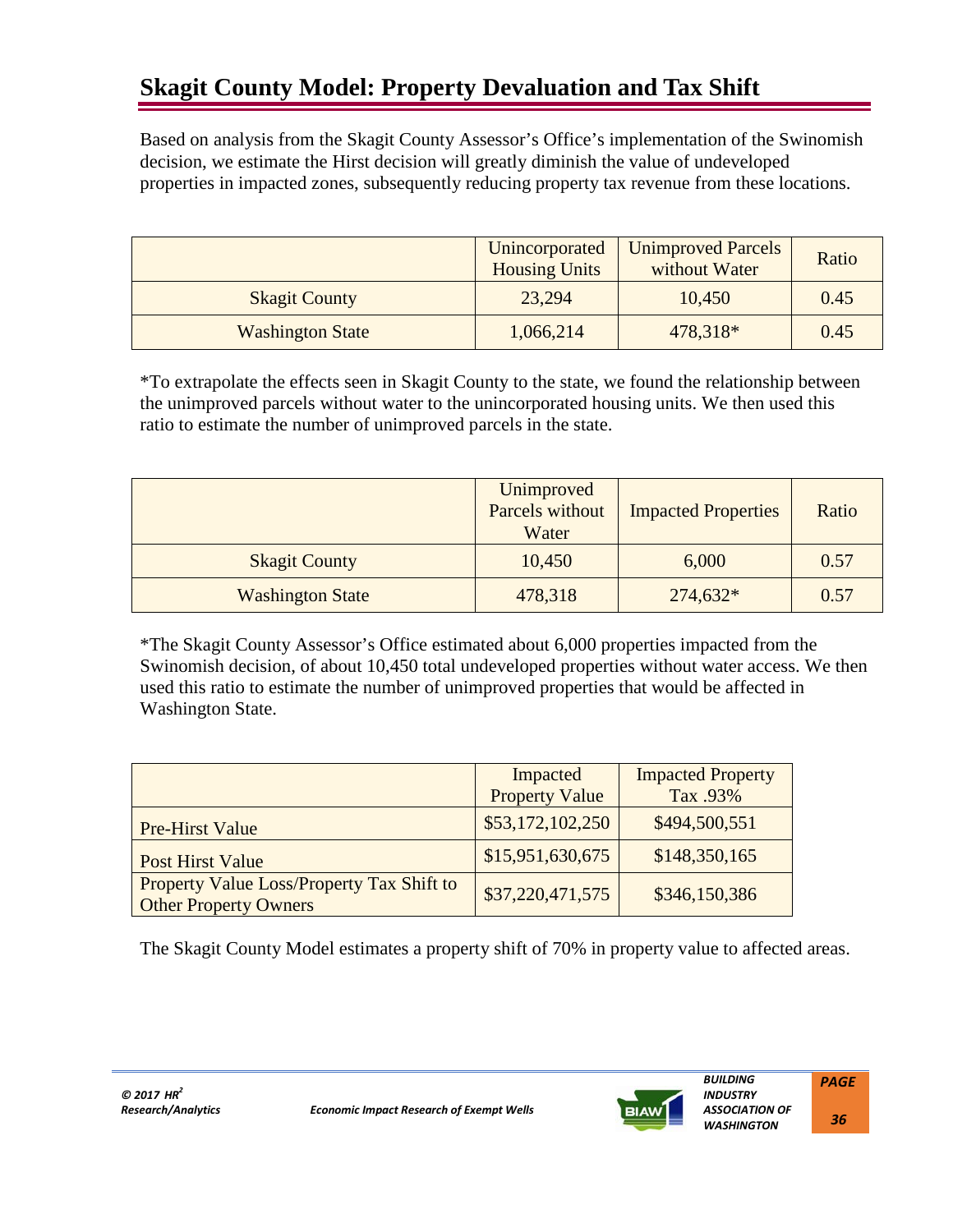# Skagit County Model: Property Devaluation and Tax Shift

Based on analysis from the Skagit County Assessor's Office's implementation of the Swinomish decision, we estimate the Hirst decision will greatly diminish the value of undeveloped properties in impacted zones, subsequently reducing property tax revenue from these locations.

| | Unincorporated Housing Units | Unimproved Parcels without Water | Ratio |
|---|---|---|---|
| Skagit County | 23,294 | 10,450 | 0.45 |
| Washington State | 1,066,214 | 478,318* | 0.45 |

*To extrapolate the effects seen in Skagit County to the state, we found the relationship between the unimproved parcels without water to the unincorporated housing units. We then used this ratio to estimate the number of unimproved parcels in the state.

| | Unimproved Parcels without Water | Impacted Properties | Ratio |
|---|---|---|---|
| Skagit County | 10,450 | 6,000 | 0.57 |
| Washington State | 478,318 | 274,632* | 0.57 |

*The Skagit County Assessor's Office estimated about 6,000 properties impacted from the Swinomish decision, of about 10,450 total undeveloped properties without water access. We then used this ratio to estimate the number of unimproved properties that would be affected in Washington State.

| | Impacted Property Value | Impacted Property Tax .93% |
|---|---|---|
| Pre-Hirst Value | $53,172,102,250 | $494,500,551 |
| Post Hirst Value | $15,951,630,675 | $148,350,165 |
| Property Value Loss/Property Tax Shift to Other Property Owners | $37,220,471,575 | $346,150,386 |

The Skagit County Model estimates a property shift of 70% in property value to affected areas.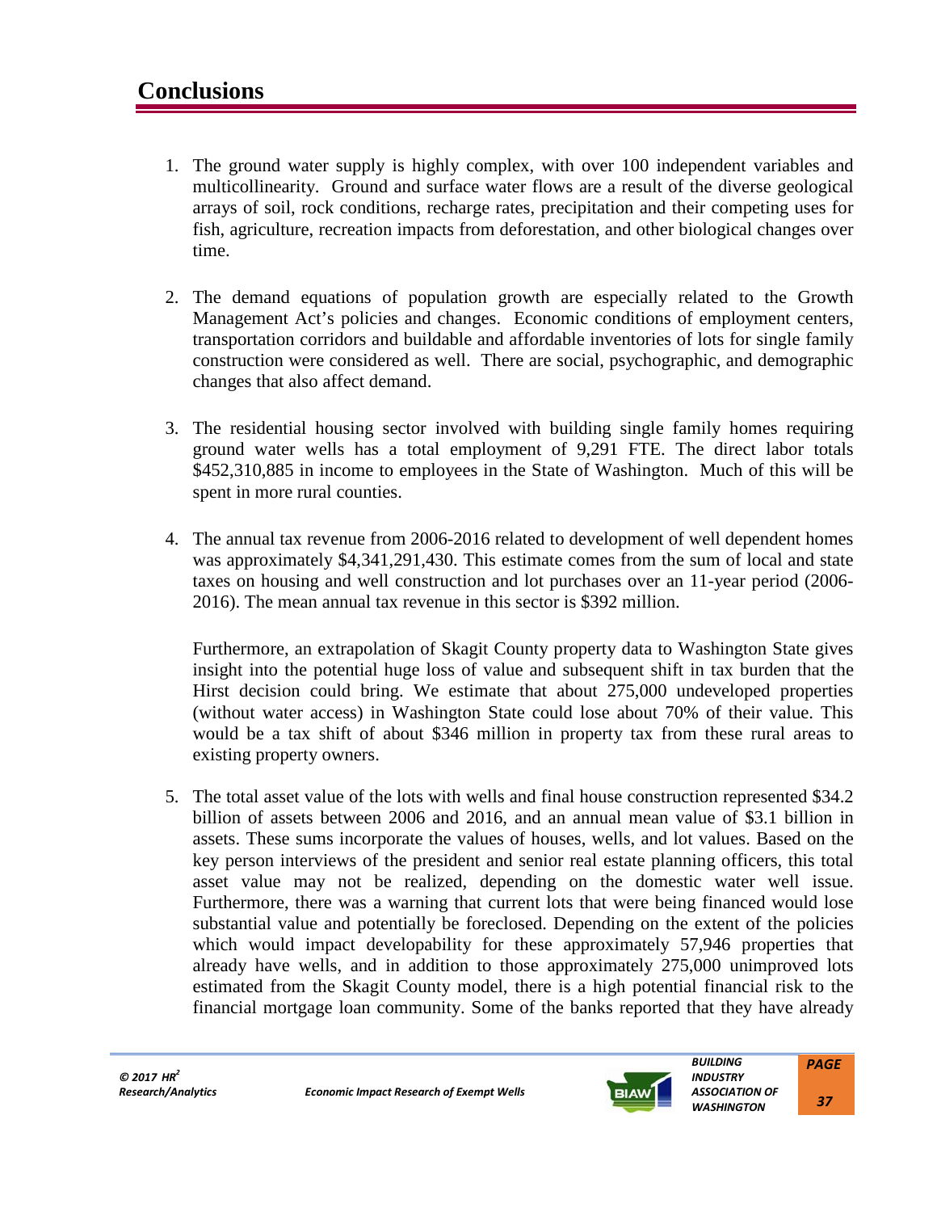# Conclusions

1. The ground water supply is highly complex, with over 100 independent variables and multicollinearity. Ground and surface water flows are a result of the diverse geological arrays of soil, rock conditions, recharge rates, precipitation and their competing uses for fish, agriculture, recreation impacts from deforestation, and other biological changes over time.

2. The demand equations of population growth are especially related to the Growth Management Act's policies and changes. Economic conditions of employment centers, transportation corridors and buildable and affordable inventories of lots for single family construction were considered as well. There are social, psychographic, and demographic changes that also affect demand.

3. The residential housing sector involved with building single family homes requiring ground water wells has a total employment of 9,291 FTE. The direct labor totals $452,310,885 in income to employees in the State of Washington. Much of this will be spent in more rural counties.

4. The annual tax revenue from 2006-2016 related to development of well dependent homes was approximately $4,341,291,430. This estimate comes from the sum of local and state taxes on housing and well construction and lot purchases over an 11-year period (2006-2016). The mean annual tax revenue in this sector is $392 million.

   Furthermore, an extrapolation of Skagit County property data to Washington State gives insight into the potential huge loss of value and subsequent shift in tax burden that the Hirst decision could bring. We estimate that about 275,000 undeveloped properties (without water access) in Washington State could lose about 70% of their value. This would be a tax shift of about $346 million in property tax from these rural areas to existing property owners.

5. The total asset value of the lots with wells and final house construction represented $34.2 billion of assets between 2006 and 2016, and an annual mean value of $3.1 billion in assets. These sums incorporate the values of houses, wells, and lot values. Based on the key person interviews of the president and senior real estate planning officers, this total asset value may not be realized, depending on the domestic water well issue. Furthermore, there was a warning that current lots that were being financed would lose substantial value and potentially be foreclosed. Depending on the extent of the policies which would impact developability for these approximately 57,946 properties that already have wells, and in addition to those approximately 275,000 unimproved lots estimated from the Skagit County model, there is a high potential financial risk to the financial mortgage loan community. Some of the banks reported that they have already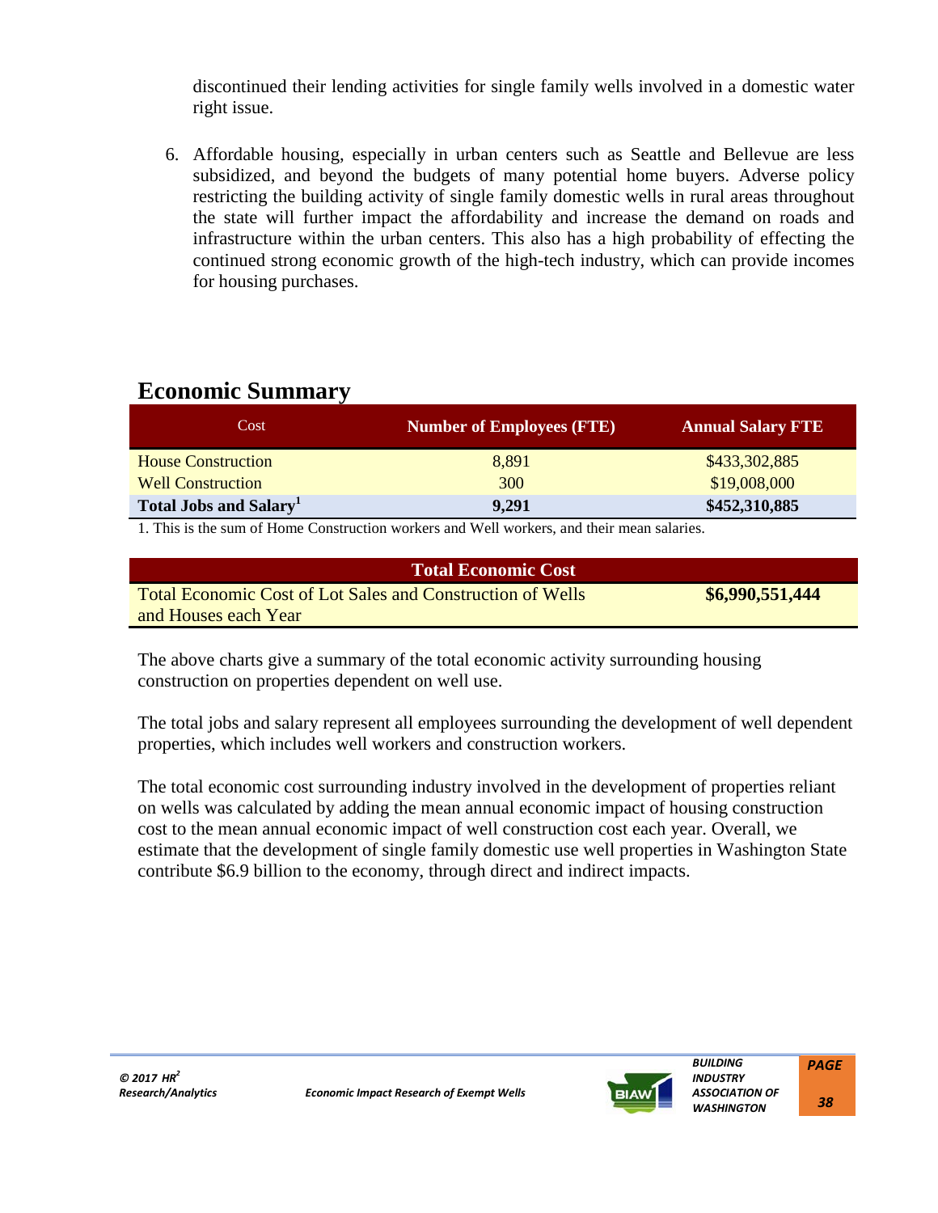discontinued their lending activities for single family wells involved in a domestic water right issue.

6. Affordable housing, especially in urban centers such as Seattle and Bellevue are less subsidized, and beyond the budgets of many potential home buyers. Adverse policy restricting the building activity of single family domestic wells in rural areas throughout the state will further impact the affordability and increase the demand on roads and infrastructure within the urban centers. This also has a high probability of effecting the continued strong economic growth of the high-tech industry, which can provide incomes for housing purchases.

## Economic Summary

| Cost | Number of Employees (FTE) | Annual Salary FTE |
| --- | --- | --- |
| House Construction | 8,891 | $433,302,885 |
| Well Construction | 300 | $19,008,000 |
| **Total Jobs and Salary[1]** | **9,291** | **$452,310,885** |

1. This is the sum of Home Construction workers and Well workers, and their mean salaries.

| Total Economic Cost | |
| --- | --- |
| Total Economic Cost of Lot Sales and Construction of Wells and Houses each Year | **$6,990,551,444** |

The above charts give a summary of the total economic activity surrounding housing construction on properties dependent on well use.

The total jobs and salary represent all employees surrounding the development of well dependent properties, which includes well workers and construction workers.

The total economic cost surrounding industry involved in the development of properties reliant on wells was calculated by adding the mean annual economic impact of housing construction cost to the mean annual economic impact of well construction cost each year. Overall, we estimate that the development of single family domestic use well properties in Washington State contribute $6.9 billion to the economy, through direct and indirect impacts.